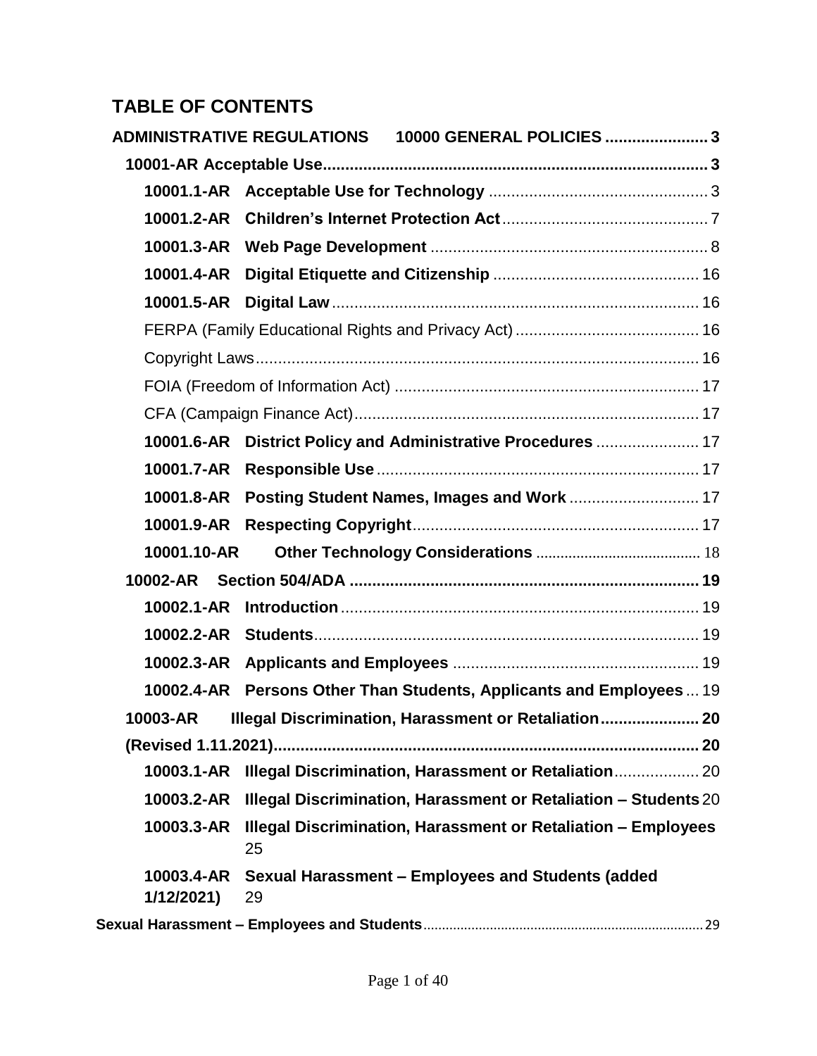## TABLE OF CONTENTS

**ADMINISTRATIVE REGULATIONS 10000 GENERAL POLICIES ........................ 3**

**10001-AR Acceptable Use........................................................................................ 3**

**10001.1-AR Acceptable Use for Technology** .................................................. 3

**10001.2-AR Children's Internet Protection Act** .............................................. 7

**10001.3-AR Web Page Development** ............................................................... 8

**10001.4-AR Digital Etiquette and Citizenship** ............................................. 16

**10001.5-AR Digital Law** .................................................................................. 16

FERPA (Family Educational Rights and Privacy Act) .......................................... 16

Copyright Laws..................................................................................................... 16

FOIA (Freedom of Information Act) ..................................................................... 17

CFA (Campaign Finance Act)............................................................................... 17

**10001.6-AR District Policy and Administrative Procedures** ....................... 17

**10001.7-AR Responsible Use** ......................................................................... 17

**10001.8-AR Posting Student Names, Images and Work** ............................. 17

**10001.9-AR Respecting Copyright**................................................................ 17

**10001.10-AR Other Technology Considerations** ........................................ 18

**10002-AR Section 504/ADA ............................................................................. 19**

**10002.1-AR Introduction** ................................................................................. 19

**10002.2-AR Students**....................................................................................... 19

**10002.3-AR Applicants and Employees** ........................................................ 19

**10002.4-AR Persons Other Than Students, Applicants and Employees** ... 19

**10003-AR Illegal Discrimination, Harassment or Retaliation...................... 20**

**(Revised 1.11.2021)............................................................................................. 20**

**10003.1-AR Illegal Discrimination, Harassment or Retaliation**................... 20

**10003.2-AR Illegal Discrimination, Harassment or Retaliation – Students** 20

**10003.3-AR Illegal Discrimination, Harassment or Retaliation – Employees** 25

**10003.4-AR 1/12/2021) Sexual Harassment – Employees and Students (added** 29

**Sexual Harassment – Employees and Students**........................................................................... 29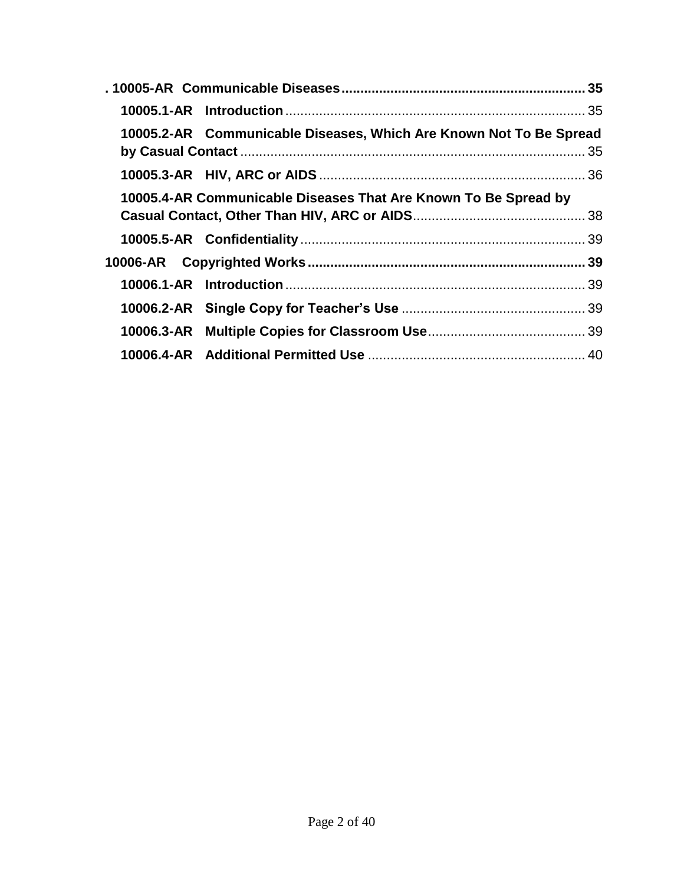. 10005-AR Communicable Diseases ........................................................................ 35

10005.1-AR Introduction ................................................................................ 35

10005.2-AR Communicable Diseases, Which Are Known Not To Be Spread by Casual Contact ........................................................................................... 35

10005.3-AR HIV, ARC or AIDS ...................................................................... 36

10005.4-AR Communicable Diseases That Are Known To Be Spread by Casual Contact, Other Than HIV, ARC or AIDS ............................................. 38

10005.5-AR Confidentiality ........................................................................... 39

10006-AR Copyrighted Works ......................................................................... 39

10006.1-AR Introduction ................................................................................ 39

10006.2-AR Single Copy for Teacher's Use ................................................. 39

10006.3-AR Multiple Copies for Classroom Use .......................................... 39

10006.4-AR Additional Permitted Use ......................................................... 40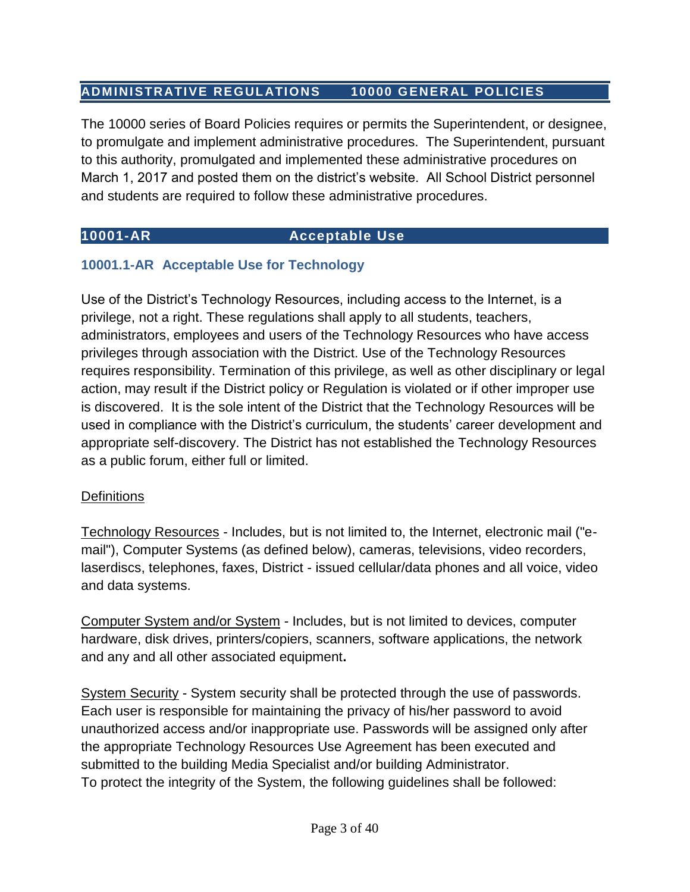# ADMINISTRATIVE REGULATIONS 10000 GENERAL POLICIES

The 10000 series of Board Policies requires or permits the Superintendent, or designee, to promulgate and implement administrative procedures. The Superintendent, pursuant to this authority, promulgated and implemented these administrative procedures on March 1, 2017 and posted them on the district's website. All School District personnel and students are required to follow these administrative procedures.

## 10001-AR Acceptable Use

### 10001.1-AR Acceptable Use for Technology

Use of the District's Technology Resources, including access to the Internet, is a privilege, not a right. These regulations shall apply to all students, teachers, administrators, employees and users of the Technology Resources who have access privileges through association with the District. Use of the Technology Resources requires responsibility. Termination of this privilege, as well as other disciplinary or legal action, may result if the District policy or Regulation is violated or if other improper use is discovered. It is the sole intent of the District that the Technology Resources will be used in compliance with the District's curriculum, the students' career development and appropriate self-discovery. The District has not established the Technology Resources as a public forum, either full or limited.

Definitions

Technology Resources - Includes, but is not limited to, the Internet, electronic mail ("e-mail"), Computer Systems (as defined below), cameras, televisions, video recorders, laserdiscs, telephones, faxes, District - issued cellular/data phones and all voice, video and data systems.

Computer System and/or System - Includes, but is not limited to devices, computer hardware, disk drives, printers/copiers, scanners, software applications, the network and any and all other associated equipment**.**

System Security - System security shall be protected through the use of passwords. Each user is responsible for maintaining the privacy of his/her password to avoid unauthorized access and/or inappropriate use. Passwords will be assigned only after the appropriate Technology Resources Use Agreement has been executed and submitted to the building Media Specialist and/or building Administrator.
To protect the integrity of the System, the following guidelines shall be followed: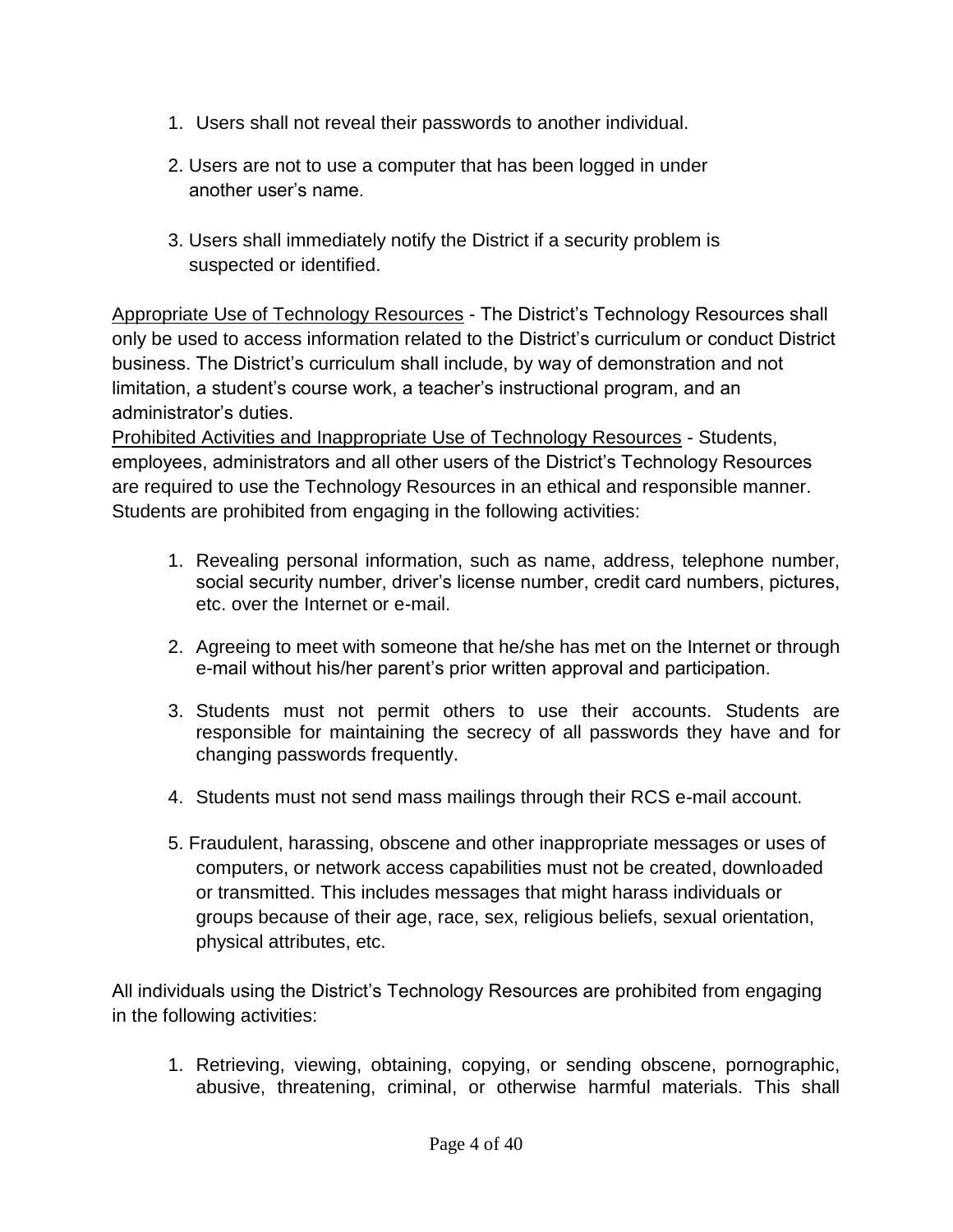1. Users shall not reveal their passwords to another individual.

2. Users are not to use a computer that has been logged in under another user's name.

3. Users shall immediately notify the District if a security problem is suspected or identified.

Appropriate Use of Technology Resources - The District's Technology Resources shall only be used to access information related to the District's curriculum or conduct District business. The District's curriculum shall include, by way of demonstration and not limitation, a student's course work, a teacher's instructional program, and an administrator's duties.

Prohibited Activities and Inappropriate Use of Technology Resources - Students, employees, administrators and all other users of the District's Technology Resources are required to use the Technology Resources in an ethical and responsible manner. Students are prohibited from engaging in the following activities:

1. Revealing personal information, such as name, address, telephone number, social security number, driver's license number, credit card numbers, pictures, etc. over the Internet or e-mail.

2. Agreeing to meet with someone that he/she has met on the Internet or through e-mail without his/her parent's prior written approval and participation.

3. Students must not permit others to use their accounts. Students are responsible for maintaining the secrecy of all passwords they have and for changing passwords frequently.

4. Students must not send mass mailings through their RCS e-mail account.

5. Fraudulent, harassing, obscene and other inappropriate messages or uses of computers, or network access capabilities must not be created, downloaded or transmitted. This includes messages that might harass individuals or groups because of their age, race, sex, religious beliefs, sexual orientation, physical attributes, etc.

All individuals using the District's Technology Resources are prohibited from engaging in the following activities:

1. Retrieving, viewing, obtaining, copying, or sending obscene, pornographic, abusive, threatening, criminal, or otherwise harmful materials. This shall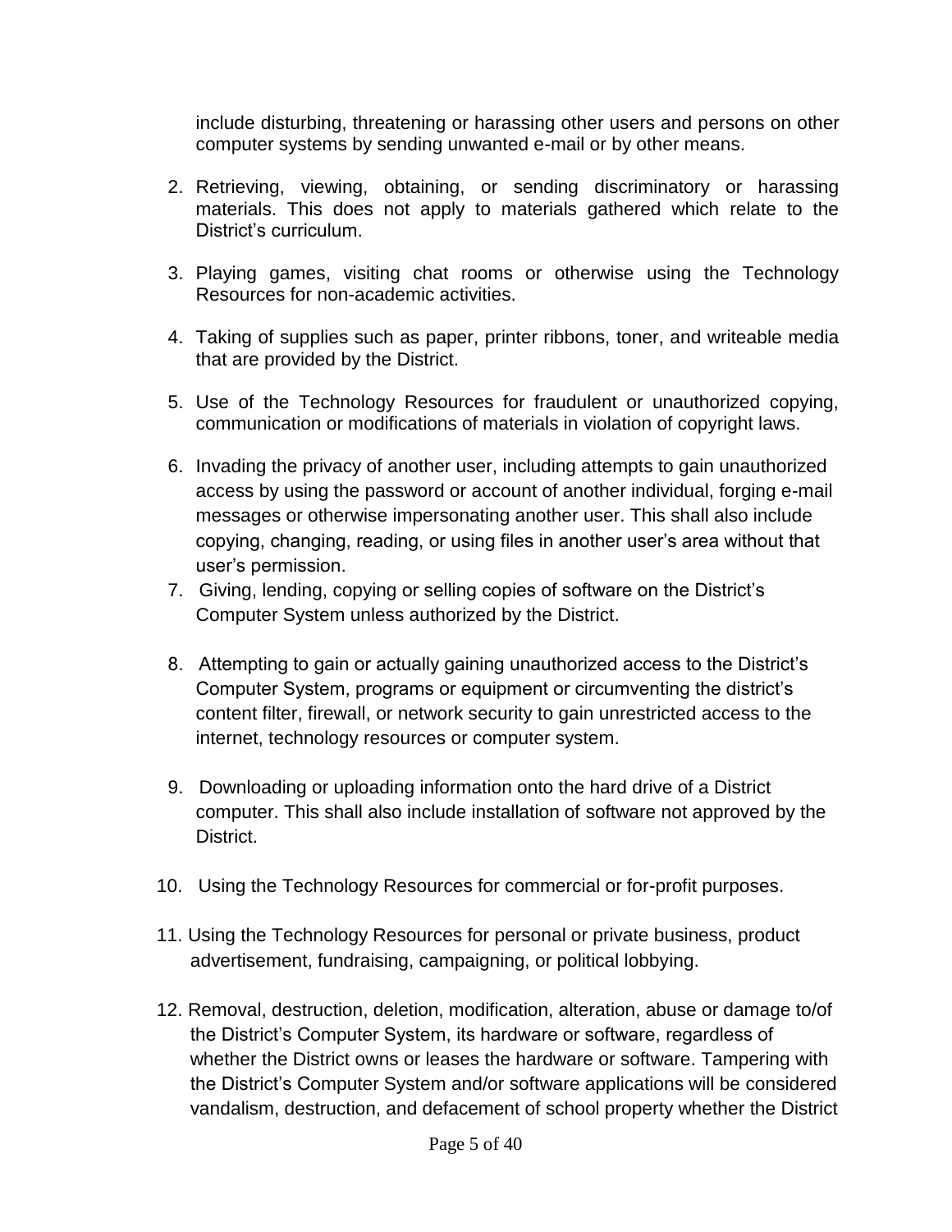include disturbing, threatening or harassing other users and persons on other computer systems by sending unwanted e-mail or by other means.

2. Retrieving, viewing, obtaining, or sending discriminatory or harassing materials. This does not apply to materials gathered which relate to the District's curriculum.

3. Playing games, visiting chat rooms or otherwise using the Technology Resources for non-academic activities.

4. Taking of supplies such as paper, printer ribbons, toner, and writeable media that are provided by the District.

5. Use of the Technology Resources for fraudulent or unauthorized copying, communication or modifications of materials in violation of copyright laws.

6. Invading the privacy of another user, including attempts to gain unauthorized access by using the password or account of another individual, forging e-mail messages or otherwise impersonating another user. This shall also include copying, changing, reading, or using files in another user's area without that user's permission.

7. Giving, lending, copying or selling copies of software on the District's Computer System unless authorized by the District.

8. Attempting to gain or actually gaining unauthorized access to the District's Computer System, programs or equipment or circumventing the district's content filter, firewall, or network security to gain unrestricted access to the internet, technology resources or computer system.

9. Downloading or uploading information onto the hard drive of a District computer. This shall also include installation of software not approved by the District.

10. Using the Technology Resources for commercial or for-profit purposes.

11. Using the Technology Resources for personal or private business, product advertisement, fundraising, campaigning, or political lobbying.

12. Removal, destruction, deletion, modification, alteration, abuse or damage to/of the District's Computer System, its hardware or software, regardless of whether the District owns or leases the hardware or software. Tampering with the District's Computer System and/or software applications will be considered vandalism, destruction, and defacement of school property whether the District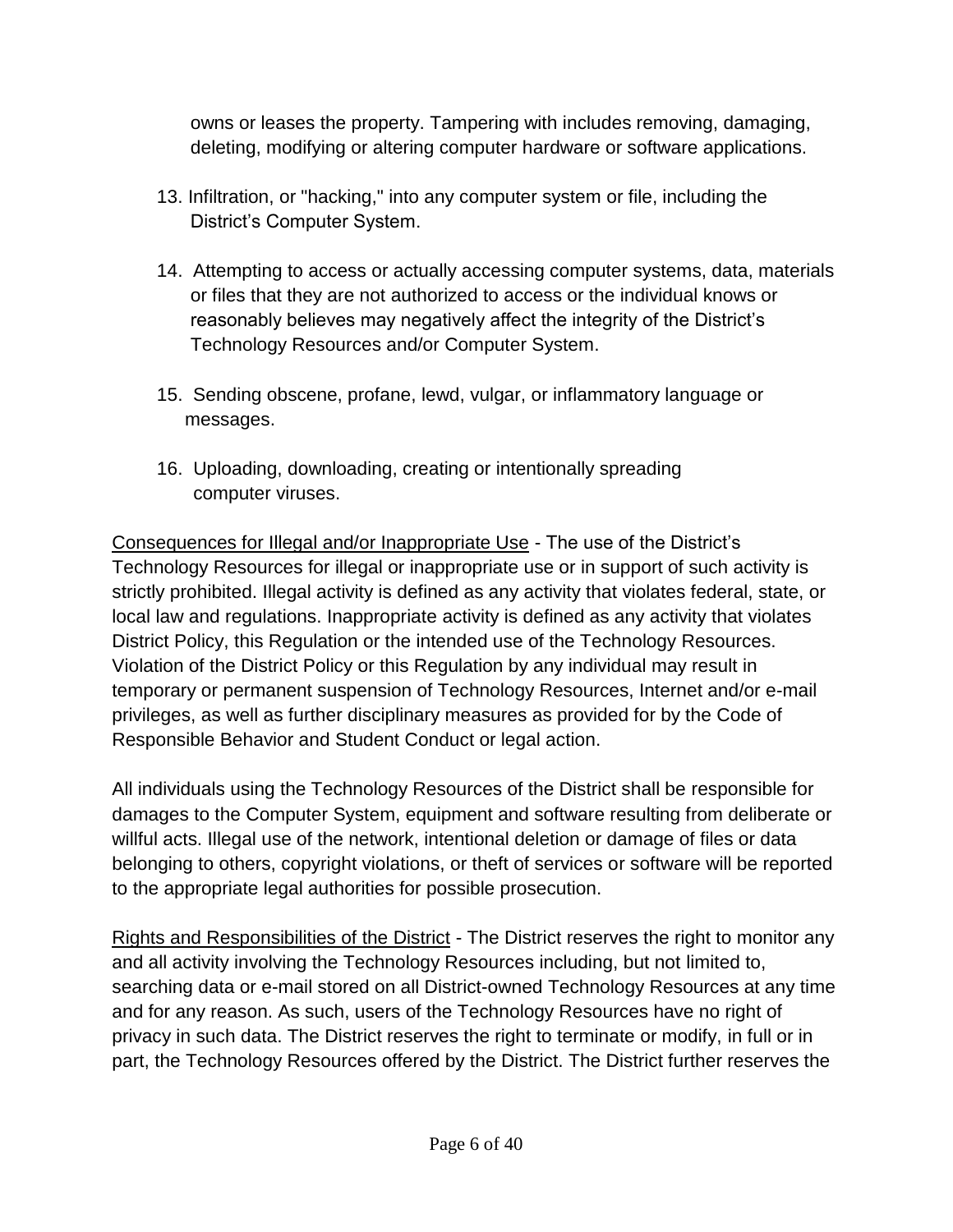owns or leases the property. Tampering with includes removing, damaging, deleting, modifying or altering computer hardware or software applications.

13. Infiltration, or "hacking," into any computer system or file, including the District's Computer System.

14. Attempting to access or actually accessing computer systems, data, materials or files that they are not authorized to access or the individual knows or reasonably believes may negatively affect the integrity of the District's Technology Resources and/or Computer System.

15. Sending obscene, profane, lewd, vulgar, or inflammatory language or messages.

16. Uploading, downloading, creating or intentionally spreading computer viruses.

<u>Consequences for Illegal and/or Inappropriate Use</u> - The use of the District's Technology Resources for illegal or inappropriate use or in support of such activity is strictly prohibited. Illegal activity is defined as any activity that violates federal, state, or local law and regulations. Inappropriate activity is defined as any activity that violates District Policy, this Regulation or the intended use of the Technology Resources. Violation of the District Policy or this Regulation by any individual may result in temporary or permanent suspension of Technology Resources, Internet and/or e-mail privileges, as well as further disciplinary measures as provided for by the Code of Responsible Behavior and Student Conduct or legal action.

All individuals using the Technology Resources of the District shall be responsible for damages to the Computer System, equipment and software resulting from deliberate or willful acts. Illegal use of the network, intentional deletion or damage of files or data belonging to others, copyright violations, or theft of services or software will be reported to the appropriate legal authorities for possible prosecution.

<u>Rights and Responsibilities of the District</u> - The District reserves the right to monitor any and all activity involving the Technology Resources including, but not limited to, searching data or e-mail stored on all District-owned Technology Resources at any time and for any reason. As such, users of the Technology Resources have no right of privacy in such data. The District reserves the right to terminate or modify, in full or in part, the Technology Resources offered by the District. The District further reserves the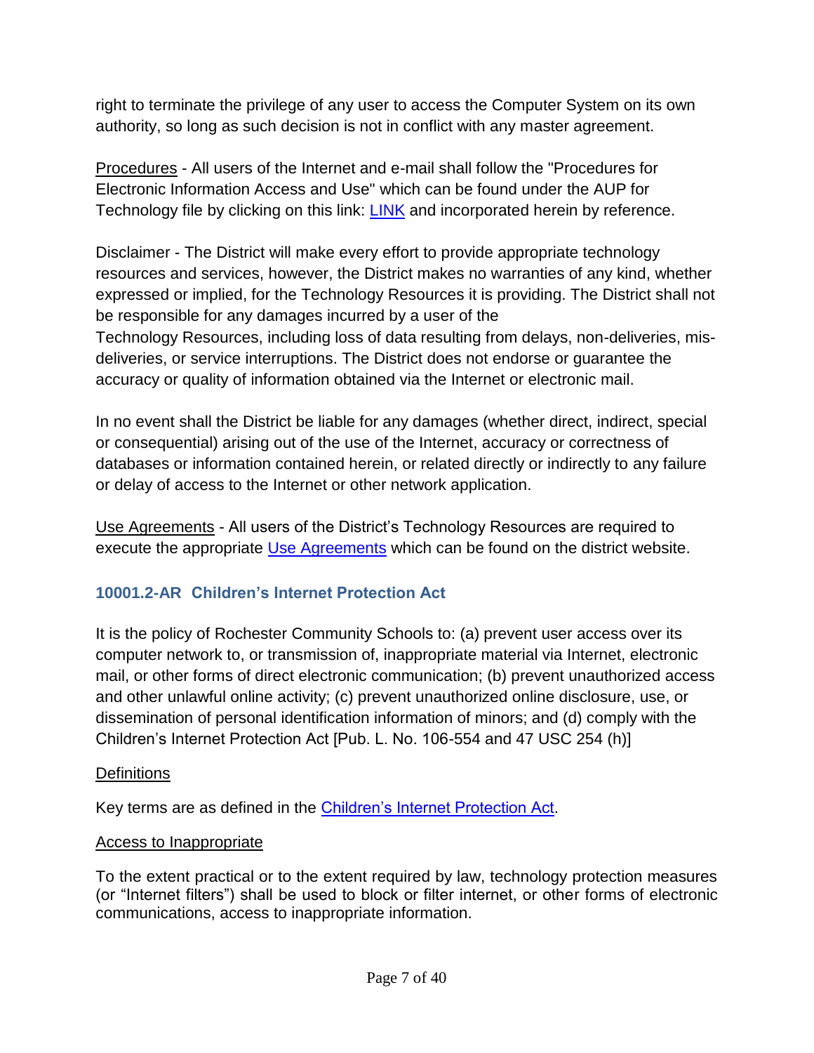right to terminate the privilege of any user to access the Computer System on its own authority, so long as such decision is not in conflict with any master agreement.

Procedures - All users of the Internet and e-mail shall follow the "Procedures for Electronic Information Access and Use" which can be found under the AUP for Technology file by clicking on this link: LINK and incorporated herein by reference.

Disclaimer - The District will make every effort to provide appropriate technology resources and services, however, the District makes no warranties of any kind, whether expressed or implied, for the Technology Resources it is providing. The District shall not be responsible for any damages incurred by a user of the Technology Resources, including loss of data resulting from delays, non-deliveries, mis-deliveries, or service interruptions. The District does not endorse or guarantee the accuracy or quality of information obtained via the Internet or electronic mail.

In no event shall the District be liable for any damages (whether direct, indirect, special or consequential) arising out of the use of the Internet, accuracy or correctness of databases or information contained herein, or related directly or indirectly to any failure or delay of access to the Internet or other network application.

Use Agreements - All users of the District's Technology Resources are required to execute the appropriate Use Agreements which can be found on the district website.

### 10001.2-AR Children's Internet Protection Act

It is the policy of Rochester Community Schools to: (a) prevent user access over its computer network to, or transmission of, inappropriate material via Internet, electronic mail, or other forms of direct electronic communication; (b) prevent unauthorized access and other unlawful online activity; (c) prevent unauthorized online disclosure, use, or dissemination of personal identification information of minors; and (d) comply with the Children's Internet Protection Act [Pub. L. No. 106-554 and 47 USC 254 (h)]

Definitions

Key terms are as defined in the Children's Internet Protection Act.

Access to Inappropriate

To the extent practical or to the extent required by law, technology protection measures (or "Internet filters") shall be used to block or filter internet, or other forms of electronic communications, access to inappropriate information.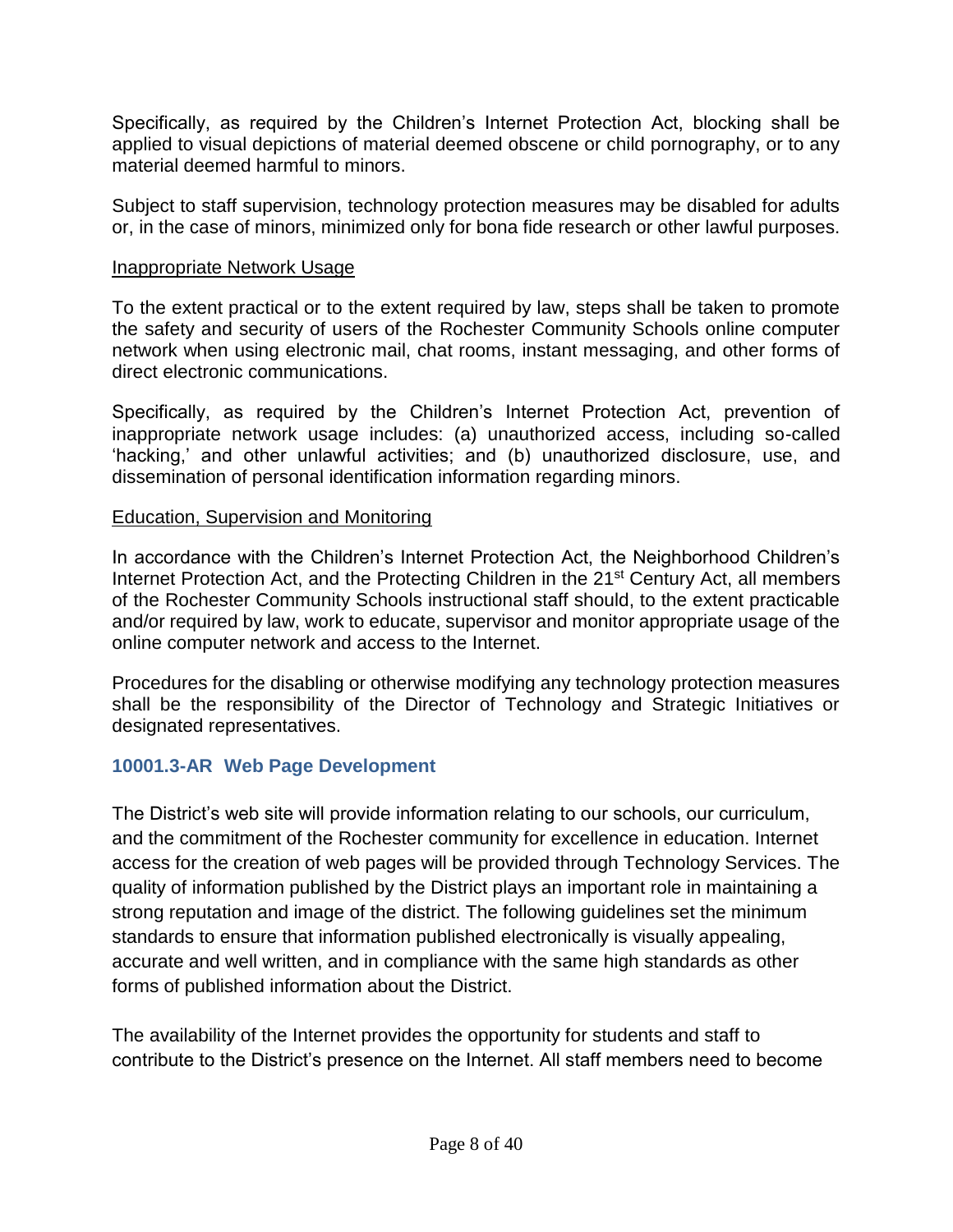Specifically, as required by the Children's Internet Protection Act, blocking shall be applied to visual depictions of material deemed obscene or child pornography, or to any material deemed harmful to minors.

Subject to staff supervision, technology protection measures may be disabled for adults or, in the case of minors, minimized only for bona fide research or other lawful purposes.

Inappropriate Network Usage

To the extent practical or to the extent required by law, steps shall be taken to promote the safety and security of users of the Rochester Community Schools online computer network when using electronic mail, chat rooms, instant messaging, and other forms of direct electronic communications.

Specifically, as required by the Children's Internet Protection Act, prevention of inappropriate network usage includes: (a) unauthorized access, including so-called 'hacking,' and other unlawful activities; and (b) unauthorized disclosure, use, and dissemination of personal identification information regarding minors.

Education, Supervision and Monitoring

In accordance with the Children's Internet Protection Act, the Neighborhood Children's Internet Protection Act, and the Protecting Children in the 21st Century Act, all members of the Rochester Community Schools instructional staff should, to the extent practicable and/or required by law, work to educate, supervisor and monitor appropriate usage of the online computer network and access to the Internet.

Procedures for the disabling or otherwise modifying any technology protection measures shall be the responsibility of the Director of Technology and Strategic Initiatives or designated representatives.

### 10001.3-AR Web Page Development

The District's web site will provide information relating to our schools, our curriculum, and the commitment of the Rochester community for excellence in education. Internet access for the creation of web pages will be provided through Technology Services. The quality of information published by the District plays an important role in maintaining a strong reputation and image of the district. The following guidelines set the minimum standards to ensure that information published electronically is visually appealing, accurate and well written, and in compliance with the same high standards as other forms of published information about the District.

The availability of the Internet provides the opportunity for students and staff to contribute to the District's presence on the Internet. All staff members need to become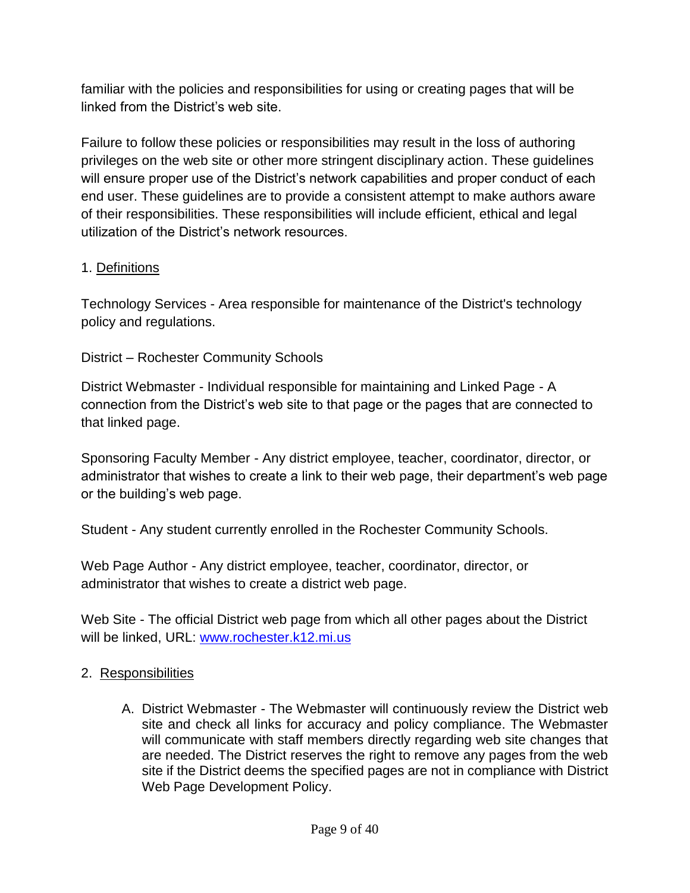familiar with the policies and responsibilities for using or creating pages that will be linked from the District's web site.

Failure to follow these policies or responsibilities may result in the loss of authoring privileges on the web site or other more stringent disciplinary action. These guidelines will ensure proper use of the District's network capabilities and proper conduct of each end user. These guidelines are to provide a consistent attempt to make authors aware of their responsibilities. These responsibilities will include efficient, ethical and legal utilization of the District's network resources.

1. Definitions

Technology Services - Area responsible for maintenance of the District's technology policy and regulations.

District – Rochester Community Schools

District Webmaster - Individual responsible for maintaining and Linked Page - A connection from the District's web site to that page or the pages that are connected to that linked page.

Sponsoring Faculty Member - Any district employee, teacher, coordinator, director, or administrator that wishes to create a link to their web page, their department's web page or the building's web page.

Student - Any student currently enrolled in the Rochester Community Schools.

Web Page Author - Any district employee, teacher, coordinator, director, or administrator that wishes to create a district web page.

Web Site - The official District web page from which all other pages about the District will be linked, URL: [www.rochester.k12.mi.us](http://www.rochester.k12.mi.us)

2. Responsibilities

   A. District Webmaster - The Webmaster will continuously review the District web site and check all links for accuracy and policy compliance. The Webmaster will communicate with staff members directly regarding web site changes that are needed. The District reserves the right to remove any pages from the web site if the District deems the specified pages are not in compliance with District Web Page Development Policy.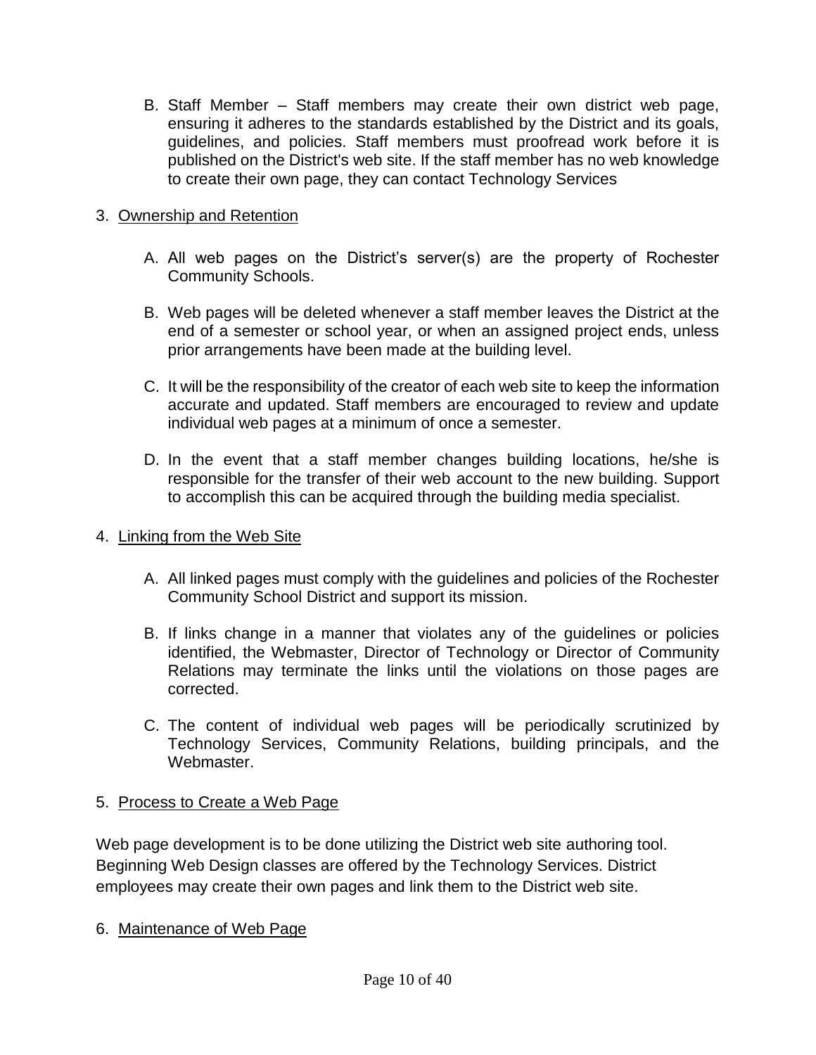B. Staff Member – Staff members may create their own district web page, ensuring it adheres to the standards established by the District and its goals, guidelines, and policies. Staff members must proofread work before it is published on the District's web site. If the staff member has no web knowledge to create their own page, they can contact Technology Services

3. <u>Ownership and Retention</u>

   A. All web pages on the District's server(s) are the property of Rochester Community Schools.

   B. Web pages will be deleted whenever a staff member leaves the District at the end of a semester or school year, or when an assigned project ends, unless prior arrangements have been made at the building level.

   C. It will be the responsibility of the creator of each web site to keep the information accurate and updated. Staff members are encouraged to review and update individual web pages at a minimum of once a semester.

   D. In the event that a staff member changes building locations, he/she is responsible for the transfer of their web account to the new building. Support to accomplish this can be acquired through the building media specialist.

4. <u>Linking from the Web Site</u>

   A. All linked pages must comply with the guidelines and policies of the Rochester Community School District and support its mission.

   B. If links change in a manner that violates any of the guidelines or policies identified, the Webmaster, Director of Technology or Director of Community Relations may terminate the links until the violations on those pages are corrected.

   C. The content of individual web pages will be periodically scrutinized by Technology Services, Community Relations, building principals, and the Webmaster.

5. <u>Process to Create a Web Page</u>

Web page development is to be done utilizing the District web site authoring tool. Beginning Web Design classes are offered by the Technology Services. District employees may create their own pages and link them to the District web site.

6. <u>Maintenance of Web Page</u>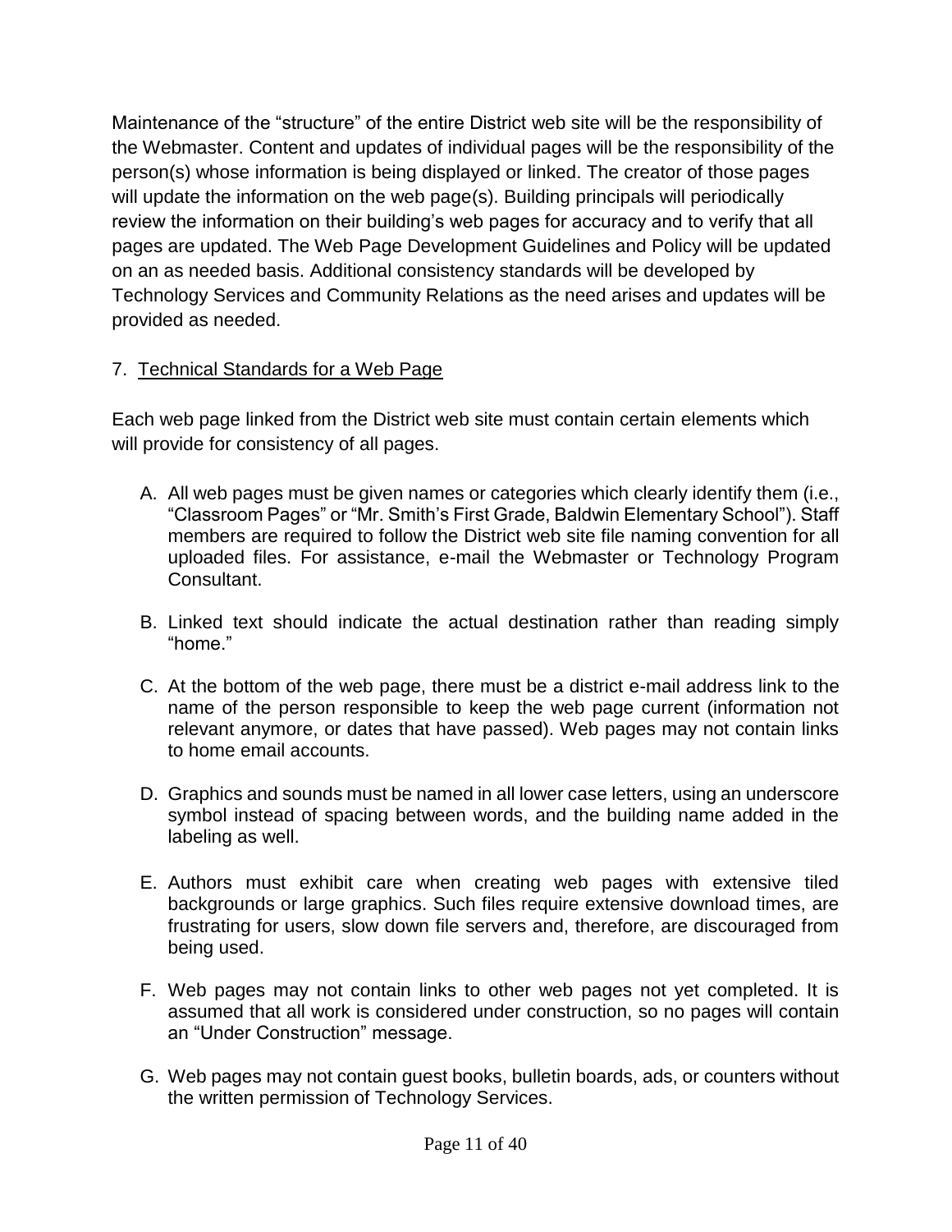Maintenance of the "structure" of the entire District web site will be the responsibility of the Webmaster. Content and updates of individual pages will be the responsibility of the person(s) whose information is being displayed or linked. The creator of those pages will update the information on the web page(s). Building principals will periodically review the information on their building's web pages for accuracy and to verify that all pages are updated. The Web Page Development Guidelines and Policy will be updated on an as needed basis. Additional consistency standards will be developed by Technology Services and Community Relations as the need arises and updates will be provided as needed.

7. <u>Technical Standards for a Web Page</u>

Each web page linked from the District web site must contain certain elements which will provide for consistency of all pages.

A. All web pages must be given names or categories which clearly identify them (i.e., "Classroom Pages" or "Mr. Smith's First Grade, Baldwin Elementary School"). Staff members are required to follow the District web site file naming convention for all uploaded files. For assistance, e-mail the Webmaster or Technology Program Consultant.

B. Linked text should indicate the actual destination rather than reading simply "home."

C. At the bottom of the web page, there must be a district e-mail address link to the name of the person responsible to keep the web page current (information not relevant anymore, or dates that have passed). Web pages may not contain links to home email accounts.

D. Graphics and sounds must be named in all lower case letters, using an underscore symbol instead of spacing between words, and the building name added in the labeling as well.

E. Authors must exhibit care when creating web pages with extensive tiled backgrounds or large graphics. Such files require extensive download times, are frustrating for users, slow down file servers and, therefore, are discouraged from being used.

F. Web pages may not contain links to other web pages not yet completed. It is assumed that all work is considered under construction, so no pages will contain an "Under Construction" message.

G. Web pages may not contain guest books, bulletin boards, ads, or counters without the written permission of Technology Services.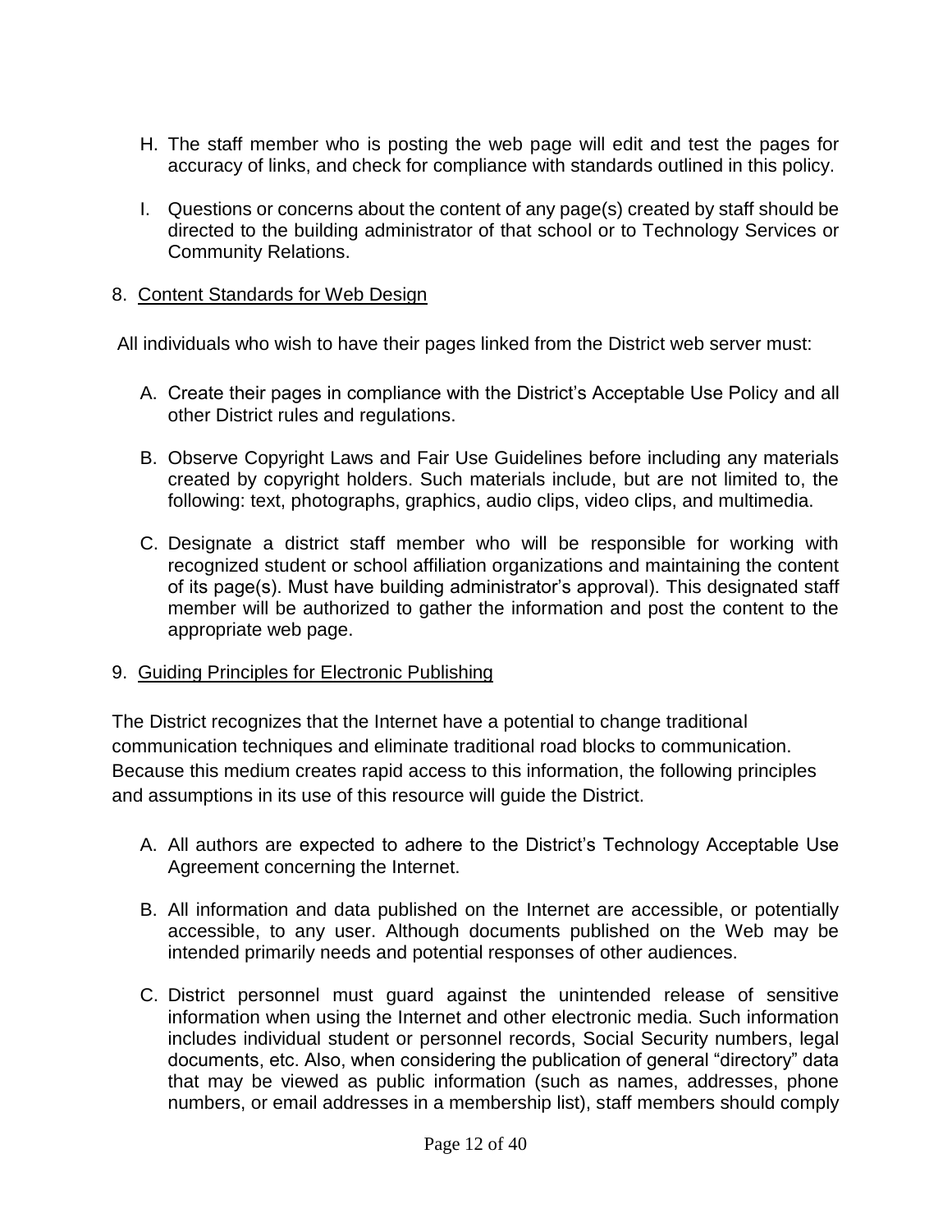H. The staff member who is posting the web page will edit and test the pages for accuracy of links, and check for compliance with standards outlined in this policy.

I. Questions or concerns about the content of any page(s) created by staff should be directed to the building administrator of that school or to Technology Services or Community Relations.

8. Content Standards for Web Design

All individuals who wish to have their pages linked from the District web server must:

A. Create their pages in compliance with the District's Acceptable Use Policy and all other District rules and regulations.

B. Observe Copyright Laws and Fair Use Guidelines before including any materials created by copyright holders. Such materials include, but are not limited to, the following: text, photographs, graphics, audio clips, video clips, and multimedia.

C. Designate a district staff member who will be responsible for working with recognized student or school affiliation organizations and maintaining the content of its page(s). Must have building administrator's approval). This designated staff member will be authorized to gather the information and post the content to the appropriate web page.

9. Guiding Principles for Electronic Publishing

The District recognizes that the Internet have a potential to change traditional communication techniques and eliminate traditional road blocks to communication. Because this medium creates rapid access to this information, the following principles and assumptions in its use of this resource will guide the District.

A. All authors are expected to adhere to the District's Technology Acceptable Use Agreement concerning the Internet.

B. All information and data published on the Internet are accessible, or potentially accessible, to any user. Although documents published on the Web may be intended primarily needs and potential responses of other audiences.

C. District personnel must guard against the unintended release of sensitive information when using the Internet and other electronic media. Such information includes individual student or personnel records, Social Security numbers, legal documents, etc. Also, when considering the publication of general "directory" data that may be viewed as public information (such as names, addresses, phone numbers, or email addresses in a membership list), staff members should comply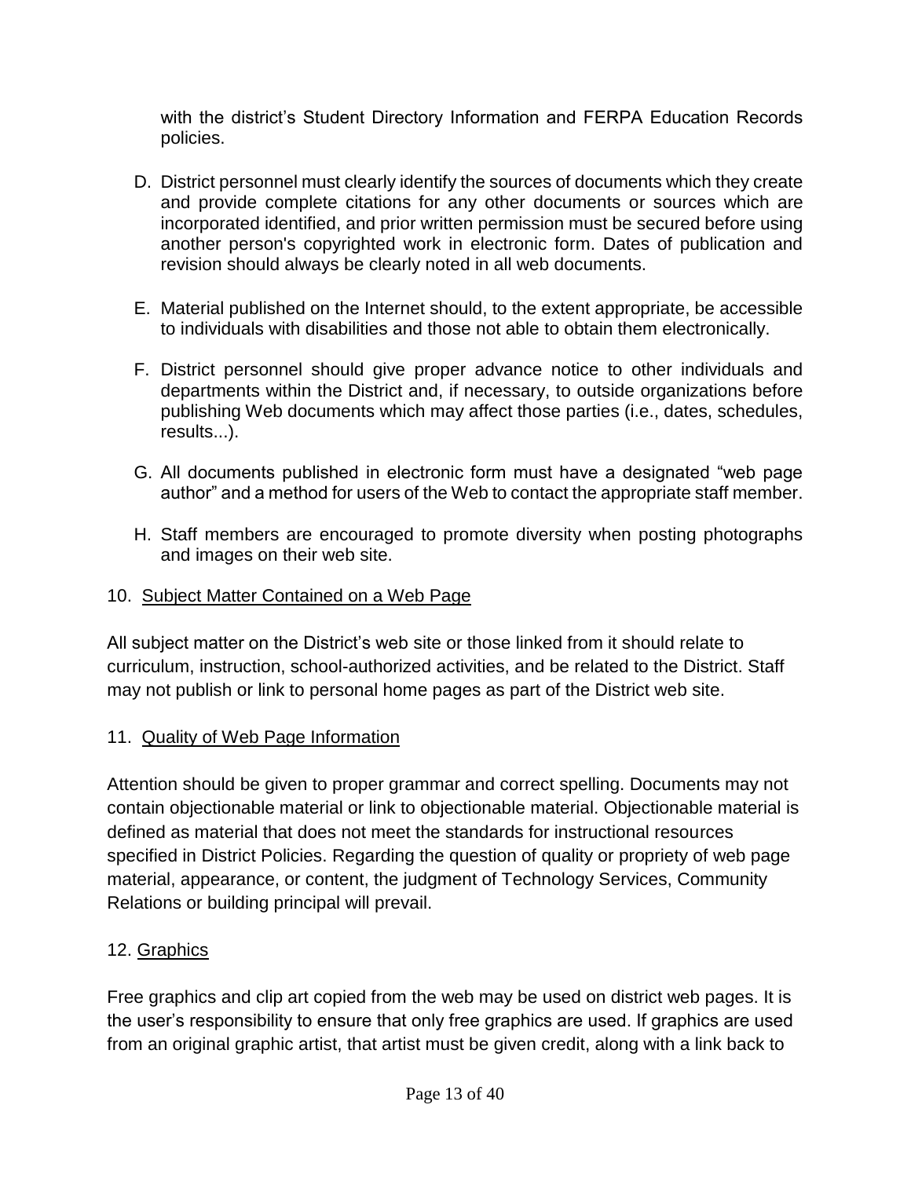with the district's Student Directory Information and FERPA Education Records policies.

D. District personnel must clearly identify the sources of documents which they create and provide complete citations for any other documents or sources which are incorporated identified, and prior written permission must be secured before using another person's copyrighted work in electronic form. Dates of publication and revision should always be clearly noted in all web documents.

E. Material published on the Internet should, to the extent appropriate, be accessible to individuals with disabilities and those not able to obtain them electronically.

F. District personnel should give proper advance notice to other individuals and departments within the District and, if necessary, to outside organizations before publishing Web documents which may affect those parties (i.e., dates, schedules, results...).

G. All documents published in electronic form must have a designated "web page author" and a method for users of the Web to contact the appropriate staff member.

H. Staff members are encouraged to promote diversity when posting photographs and images on their web site.

10. Subject Matter Contained on a Web Page

All subject matter on the District's web site or those linked from it should relate to curriculum, instruction, school-authorized activities, and be related to the District. Staff may not publish or link to personal home pages as part of the District web site.

11. Quality of Web Page Information

Attention should be given to proper grammar and correct spelling. Documents may not contain objectionable material or link to objectionable material. Objectionable material is defined as material that does not meet the standards for instructional resources specified in District Policies. Regarding the question of quality or propriety of web page material, appearance, or content, the judgment of Technology Services, Community Relations or building principal will prevail.

12. Graphics

Free graphics and clip art copied from the web may be used on district web pages. It is the user's responsibility to ensure that only free graphics are used. If graphics are used from an original graphic artist, that artist must be given credit, along with a link back to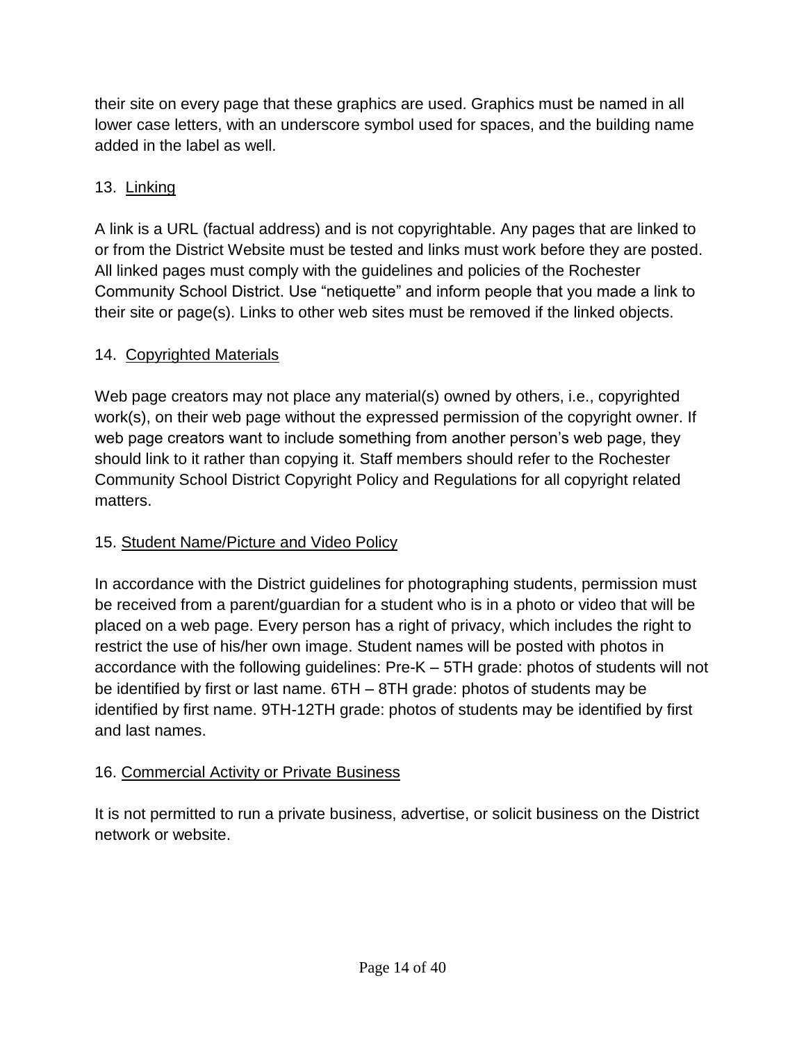their site on every page that these graphics are used. Graphics must be named in all lower case letters, with an underscore symbol used for spaces, and the building name added in the label as well.

13. Linking

A link is a URL (factual address) and is not copyrightable. Any pages that are linked to or from the District Website must be tested and links must work before they are posted. All linked pages must comply with the guidelines and policies of the Rochester Community School District. Use "netiquette" and inform people that you made a link to their site or page(s). Links to other web sites must be removed if the linked objects.

14. Copyrighted Materials

Web page creators may not place any material(s) owned by others, i.e., copyrighted work(s), on their web page without the expressed permission of the copyright owner. If web page creators want to include something from another person's web page, they should link to it rather than copying it. Staff members should refer to the Rochester Community School District Copyright Policy and Regulations for all copyright related matters.

15. Student Name/Picture and Video Policy

In accordance with the District guidelines for photographing students, permission must be received from a parent/guardian for a student who is in a photo or video that will be placed on a web page. Every person has a right of privacy, which includes the right to restrict the use of his/her own image. Student names will be posted with photos in accordance with the following guidelines: Pre-K – 5TH grade: photos of students will not be identified by first or last name. 6TH – 8TH grade: photos of students may be identified by first name. 9TH-12TH grade: photos of students may be identified by first and last names.

16. Commercial Activity or Private Business

It is not permitted to run a private business, advertise, or solicit business on the District network or website.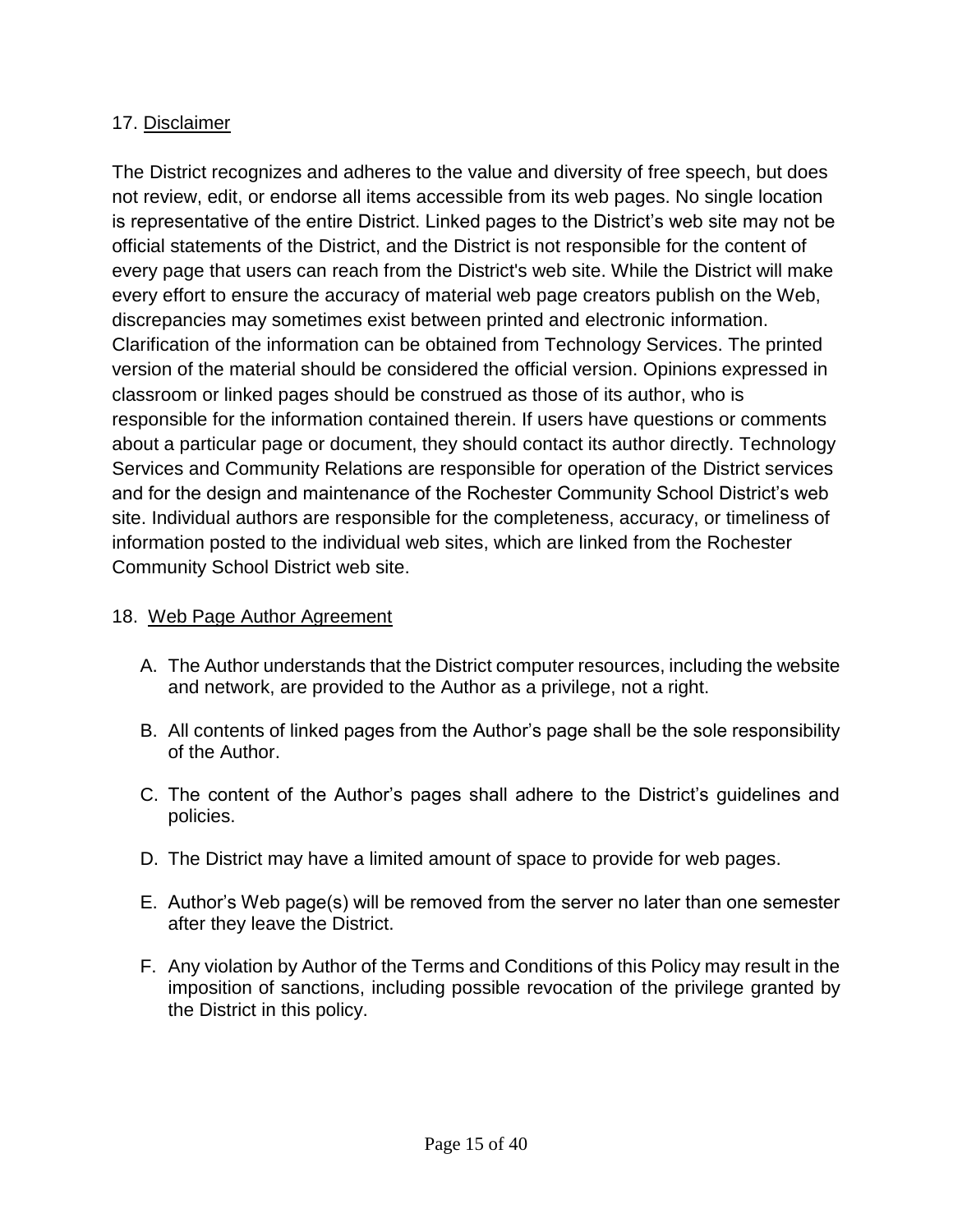17. <u>Disclaimer</u>

The District recognizes and adheres to the value and diversity of free speech, but does not review, edit, or endorse all items accessible from its web pages. No single location is representative of the entire District. Linked pages to the District's web site may not be official statements of the District, and the District is not responsible for the content of every page that users can reach from the District's web site. While the District will make every effort to ensure the accuracy of material web page creators publish on the Web, discrepancies may sometimes exist between printed and electronic information. Clarification of the information can be obtained from Technology Services. The printed version of the material should be considered the official version. Opinions expressed in classroom or linked pages should be construed as those of its author, who is responsible for the information contained therein. If users have questions or comments about a particular page or document, they should contact its author directly. Technology Services and Community Relations are responsible for operation of the District services and for the design and maintenance of the Rochester Community School District's web site. Individual authors are responsible for the completeness, accuracy, or timeliness of information posted to the individual web sites, which are linked from the Rochester Community School District web site.

18. <u>Web Page Author Agreement</u>

A. The Author understands that the District computer resources, including the website and network, are provided to the Author as a privilege, not a right.

B. All contents of linked pages from the Author's page shall be the sole responsibility of the Author.

C. The content of the Author's pages shall adhere to the District's guidelines and policies.

D. The District may have a limited amount of space to provide for web pages.

E. Author's Web page(s) will be removed from the server no later than one semester after they leave the District.

F. Any violation by Author of the Terms and Conditions of this Policy may result in the imposition of sanctions, including possible revocation of the privilege granted by the District in this policy.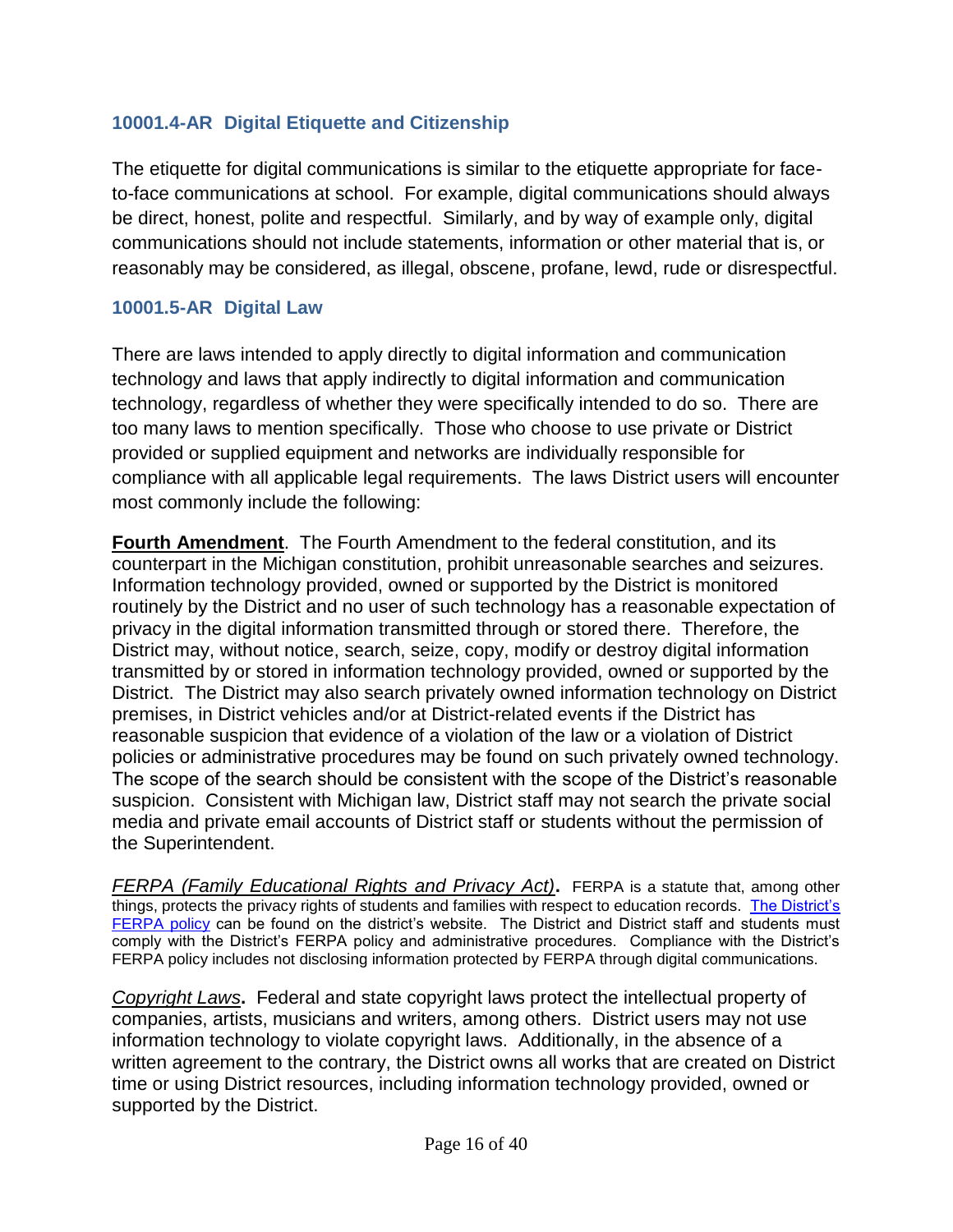### 10001.4-AR Digital Etiquette and Citizenship

The etiquette for digital communications is similar to the etiquette appropriate for face-to-face communications at school. For example, digital communications should always be direct, honest, polite and respectful. Similarly, and by way of example only, digital communications should not include statements, information or other material that is, or reasonably may be considered, as illegal, obscene, profane, lewd, rude or disrespectful.

### 10001.5-AR Digital Law

There are laws intended to apply directly to digital information and communication technology and laws that apply indirectly to digital information and communication technology, regardless of whether they were specifically intended to do so. There are too many laws to mention specifically. Those who choose to use private or District provided or supplied equipment and networks are individually responsible for compliance with all applicable legal requirements. The laws District users will encounter most commonly include the following:

**Fourth Amendment**. The Fourth Amendment to the federal constitution, and its counterpart in the Michigan constitution, prohibit unreasonable searches and seizures. Information technology provided, owned or supported by the District is monitored routinely by the District and no user of such technology has a reasonable expectation of privacy in the digital information transmitted through or stored there. Therefore, the District may, without notice, search, seize, copy, modify or destroy digital information transmitted by or stored in information technology provided, owned or supported by the District. The District may also search privately owned information technology on District premises, in District vehicles and/or at District-related events if the District has reasonable suspicion that evidence of a violation of the law or a violation of District policies or administrative procedures may be found on such privately owned technology. The scope of the search should be consistent with the scope of the District's reasonable suspicion. Consistent with Michigan law, District staff may not search the private social media and private email accounts of District staff or students without the permission of the Superintendent.

***FERPA (Family Educational Rights and Privacy Act)*****.** FERPA is a statute that, among other things, protects the privacy rights of students and families with respect to education records. The District's FERPA policy can be found on the district's website. The District and District staff and students must comply with the District's FERPA policy and administrative procedures. Compliance with the District's FERPA policy includes not disclosing information protected by FERPA through digital communications.

***Copyright Laws*****.** Federal and state copyright laws protect the intellectual property of companies, artists, musicians and writers, among others. District users may not use information technology to violate copyright laws. Additionally, in the absence of a written agreement to the contrary, the District owns all works that are created on District time or using District resources, including information technology provided, owned or supported by the District.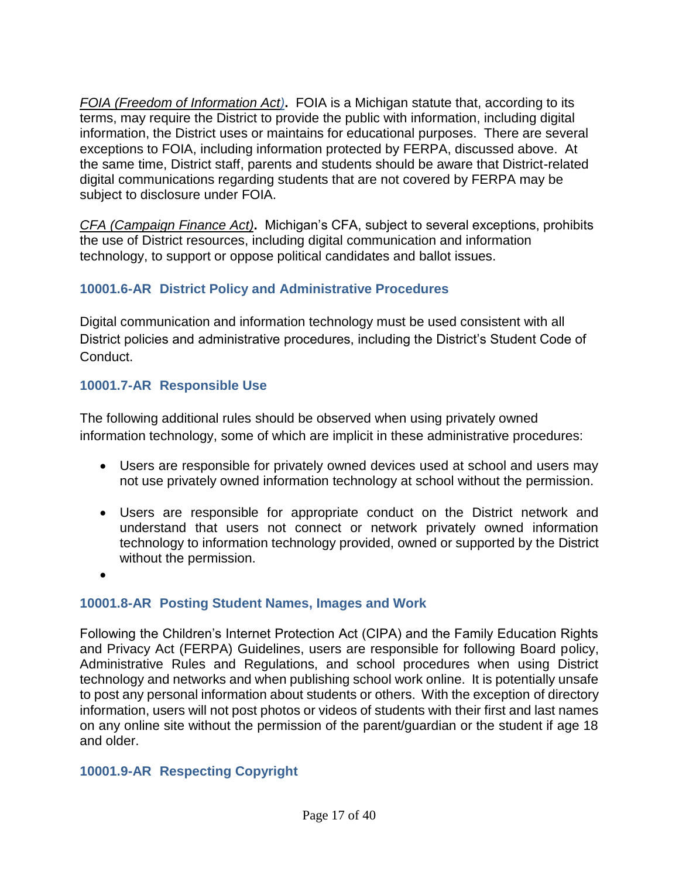*FOIA (Freedom of Information Act)*. FOIA is a Michigan statute that, according to its terms, may require the District to provide the public with information, including digital information, the District uses or maintains for educational purposes. There are several exceptions to FOIA, including information protected by FERPA, discussed above. At the same time, District staff, parents and students should be aware that District-related digital communications regarding students that are not covered by FERPA may be subject to disclosure under FOIA.

*CFA (Campaign Finance Act)*. Michigan's CFA, subject to several exceptions, prohibits the use of District resources, including digital communication and information technology, to support or oppose political candidates and ballot issues.

### 10001.6-AR District Policy and Administrative Procedures

Digital communication and information technology must be used consistent with all District policies and administrative procedures, including the District's Student Code of Conduct.

### 10001.7-AR Responsible Use

The following additional rules should be observed when using privately owned information technology, some of which are implicit in these administrative procedures:

- Users are responsible for privately owned devices used at school and users may not use privately owned information technology at school without the permission.
- Users are responsible for appropriate conduct on the District network and understand that users not connect or network privately owned information technology to information technology provided, owned or supported by the District without the permission.
- 

### 10001.8-AR Posting Student Names, Images and Work

Following the Children's Internet Protection Act (CIPA) and the Family Education Rights and Privacy Act (FERPA) Guidelines, users are responsible for following Board policy, Administrative Rules and Regulations, and school procedures when using District technology and networks and when publishing school work online. It is potentially unsafe to post any personal information about students or others. With the exception of directory information, users will not post photos or videos of students with their first and last names on any online site without the permission of the parent/guardian or the student if age 18 and older.

### 10001.9-AR Respecting Copyright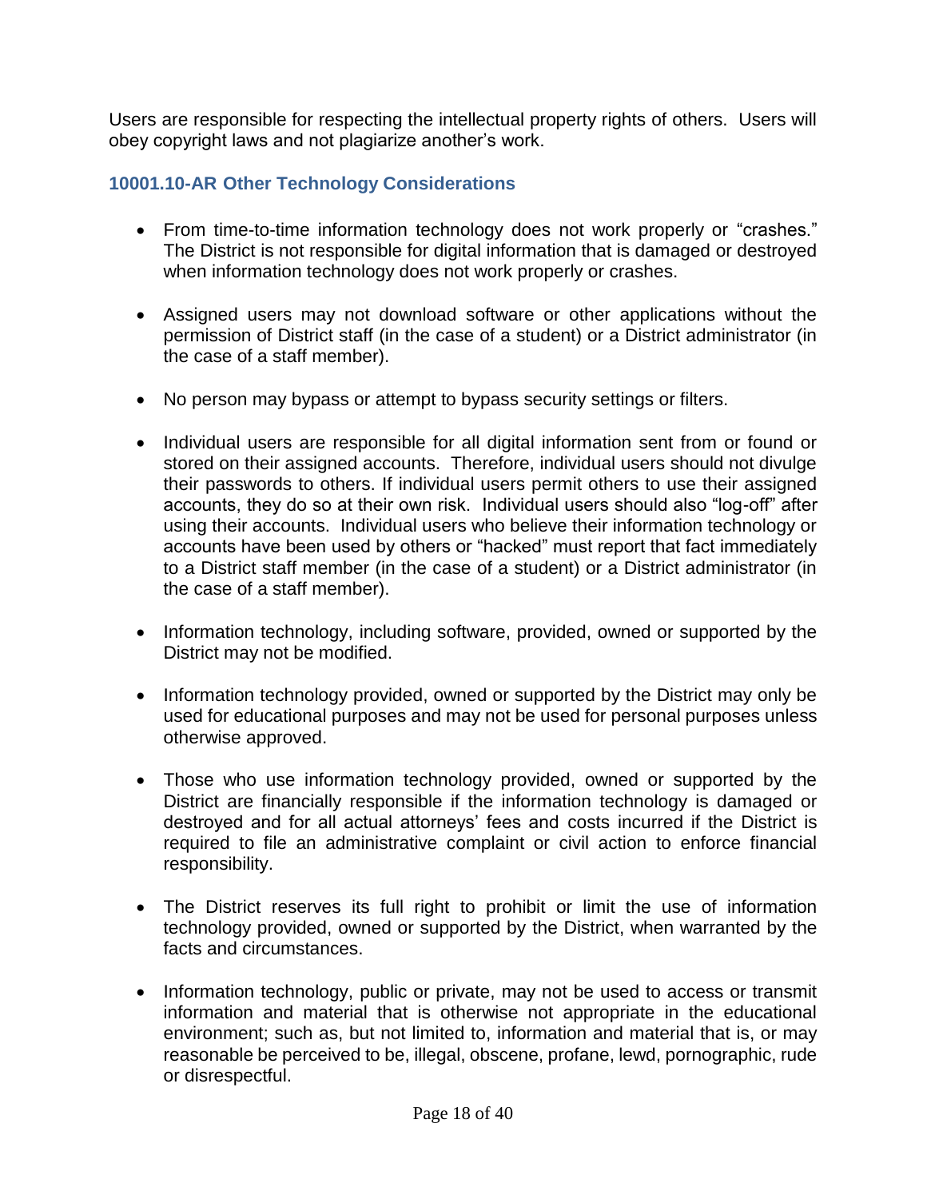Users are responsible for respecting the intellectual property rights of others. Users will obey copyright laws and not plagiarize another's work.

### 10001.10-AR Other Technology Considerations

- From time-to-time information technology does not work properly or "crashes." The District is not responsible for digital information that is damaged or destroyed when information technology does not work properly or crashes.

- Assigned users may not download software or other applications without the permission of District staff (in the case of a student) or a District administrator (in the case of a staff member).

- No person may bypass or attempt to bypass security settings or filters.

- Individual users are responsible for all digital information sent from or found or stored on their assigned accounts. Therefore, individual users should not divulge their passwords to others. If individual users permit others to use their assigned accounts, they do so at their own risk. Individual users should also "log-off" after using their accounts. Individual users who believe their information technology or accounts have been used by others or "hacked" must report that fact immediately to a District staff member (in the case of a student) or a District administrator (in the case of a staff member).

- Information technology, including software, provided, owned or supported by the District may not be modified.

- Information technology provided, owned or supported by the District may only be used for educational purposes and may not be used for personal purposes unless otherwise approved.

- Those who use information technology provided, owned or supported by the District are financially responsible if the information technology is damaged or destroyed and for all actual attorneys' fees and costs incurred if the District is required to file an administrative complaint or civil action to enforce financial responsibility.

- The District reserves its full right to prohibit or limit the use of information technology provided, owned or supported by the District, when warranted by the facts and circumstances.

- Information technology, public or private, may not be used to access or transmit information and material that is otherwise not appropriate in the educational environment; such as, but not limited to, information and material that is, or may reasonable be perceived to be, illegal, obscene, profane, lewd, pornographic, rude or disrespectful.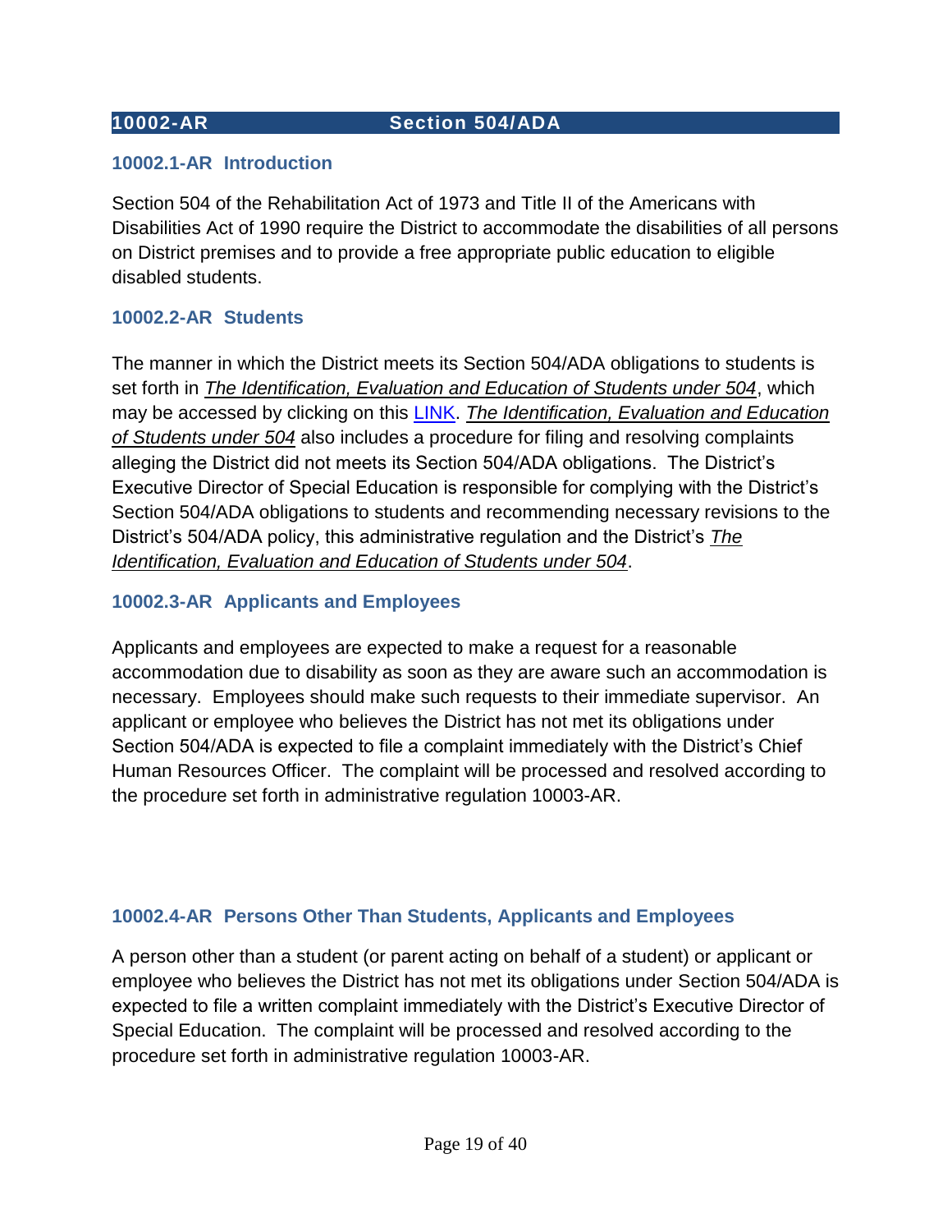## 10002-AR Section 504/ADA

### 10002.1-AR Introduction

Section 504 of the Rehabilitation Act of 1973 and Title II of the Americans with Disabilities Act of 1990 require the District to accommodate the disabilities of all persons on District premises and to provide a free appropriate public education to eligible disabled students.

### 10002.2-AR Students

The manner in which the District meets its Section 504/ADA obligations to students is set forth in *The Identification, Evaluation and Education of Students under 504*, which may be accessed by clicking on this LINK. *The Identification, Evaluation and Education of Students under 504* also includes a procedure for filing and resolving complaints alleging the District did not meets its Section 504/ADA obligations. The District's Executive Director of Special Education is responsible for complying with the District's Section 504/ADA obligations to students and recommending necessary revisions to the District's 504/ADA policy, this administrative regulation and the District's *The Identification, Evaluation and Education of Students under 504*.

### 10002.3-AR Applicants and Employees

Applicants and employees are expected to make a request for a reasonable accommodation due to disability as soon as they are aware such an accommodation is necessary. Employees should make such requests to their immediate supervisor. An applicant or employee who believes the District has not met its obligations under Section 504/ADA is expected to file a complaint immediately with the District's Chief Human Resources Officer. The complaint will be processed and resolved according to the procedure set forth in administrative regulation 10003-AR.

### 10002.4-AR Persons Other Than Students, Applicants and Employees

A person other than a student (or parent acting on behalf of a student) or applicant or employee who believes the District has not met its obligations under Section 504/ADA is expected to file a written complaint immediately with the District's Executive Director of Special Education. The complaint will be processed and resolved according to the procedure set forth in administrative regulation 10003-AR.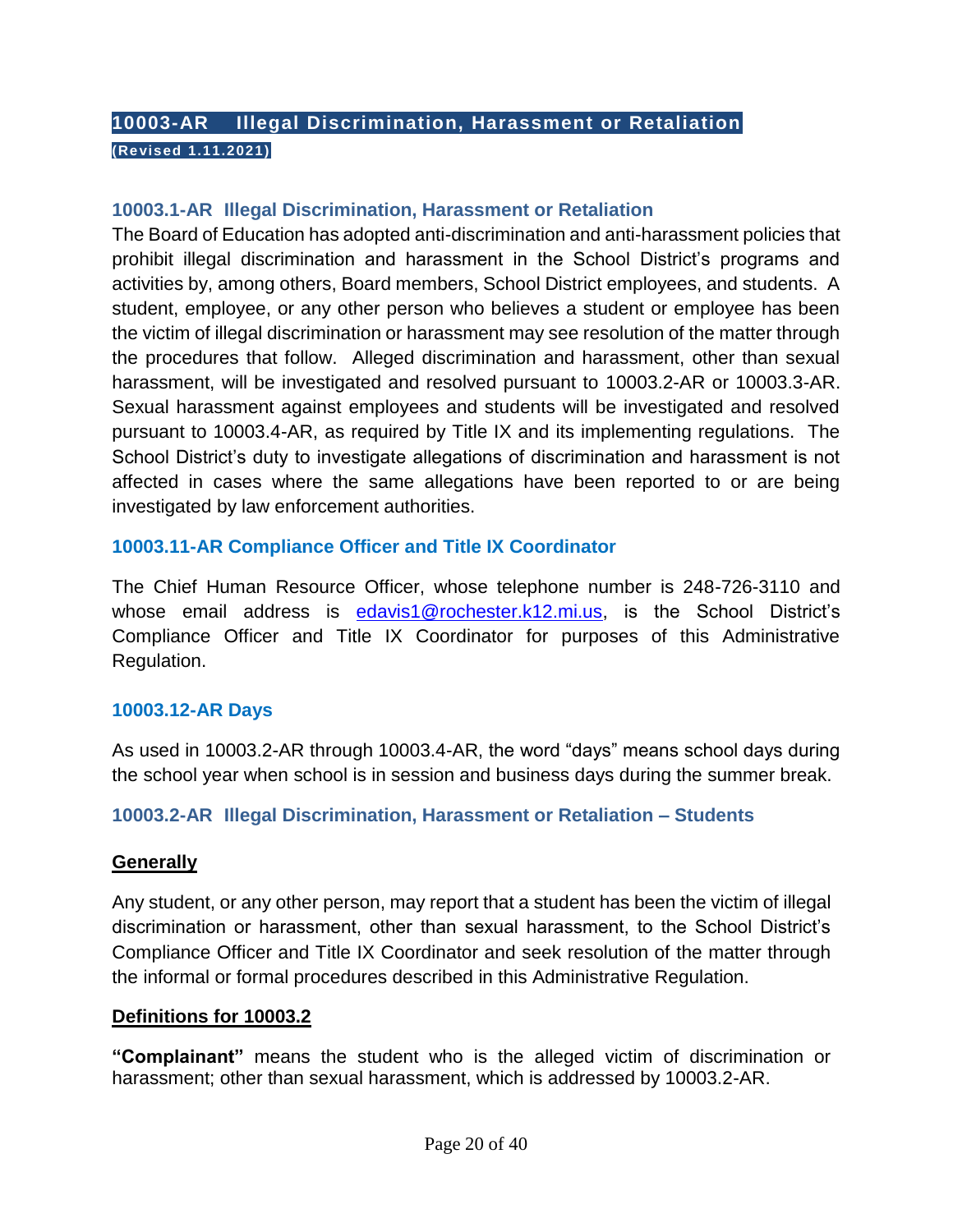# 10003-AR Illegal Discrimination, Harassment or Retaliation

**(Revised 1.11.2021)**

## 10003.1-AR Illegal Discrimination, Harassment or Retaliation

The Board of Education has adopted anti-discrimination and anti-harassment policies that prohibit illegal discrimination and harassment in the School District's programs and activities by, among others, Board members, School District employees, and students. A student, employee, or any other person who believes a student or employee has been the victim of illegal discrimination or harassment may see resolution of the matter through the procedures that follow. Alleged discrimination and harassment, other than sexual harassment, will be investigated and resolved pursuant to 10003.2-AR or 10003.3-AR. Sexual harassment against employees and students will be investigated and resolved pursuant to 10003.4-AR, as required by Title IX and its implementing regulations. The School District's duty to investigate allegations of discrimination and harassment is not affected in cases where the same allegations have been reported to or are being investigated by law enforcement authorities.

## 10003.11-AR Compliance Officer and Title IX Coordinator

The Chief Human Resource Officer, whose telephone number is 248-726-3110 and whose email address is edavis1@rochester.k12.mi.us, is the School District's Compliance Officer and Title IX Coordinator for purposes of this Administrative Regulation.

## 10003.12-AR Days

As used in 10003.2-AR through 10003.4-AR, the word "days" means school days during the school year when school is in session and business days during the summer break.

## 10003.2-AR Illegal Discrimination, Harassment or Retaliation – Students

### Generally

Any student, or any other person, may report that a student has been the victim of illegal discrimination or harassment, other than sexual harassment, to the School District's Compliance Officer and Title IX Coordinator and seek resolution of the matter through the informal or formal procedures described in this Administrative Regulation.

### Definitions for 10003.2

**"Complainant"** means the student who is the alleged victim of discrimination or harassment; other than sexual harassment, which is addressed by 10003.2-AR.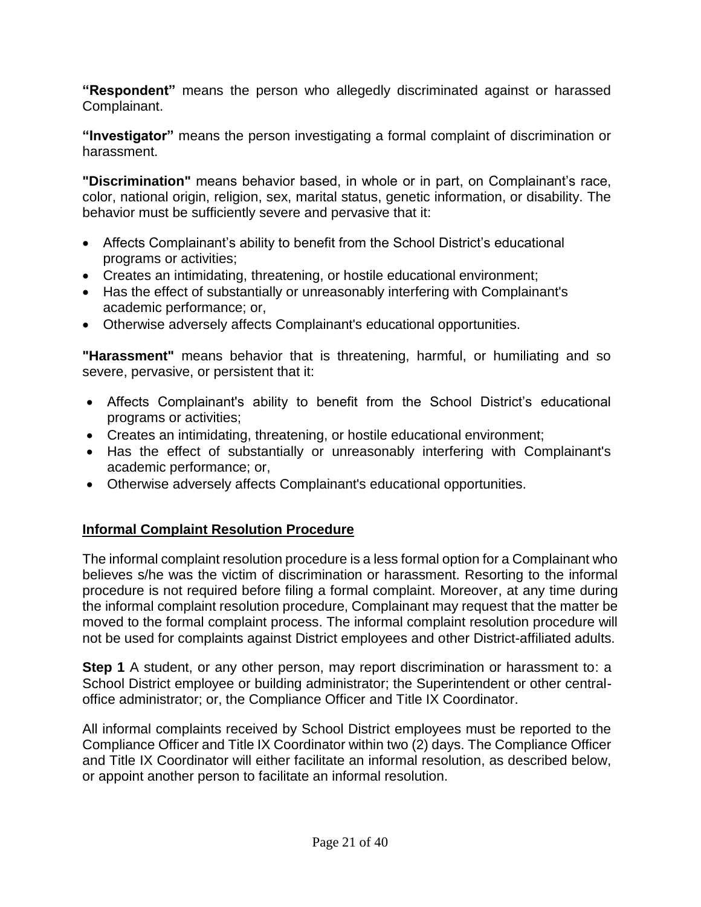**"Respondent"** means the person who allegedly discriminated against or harassed Complainant.

**"Investigator"** means the person investigating a formal complaint of discrimination or harassment.

**"Discrimination"** means behavior based, in whole or in part, on Complainant's race, color, national origin, religion, sex, marital status, genetic information, or disability. The behavior must be sufficiently severe and pervasive that it:

- Affects Complainant's ability to benefit from the School District's educational programs or activities;
- Creates an intimidating, threatening, or hostile educational environment;
- Has the effect of substantially or unreasonably interfering with Complainant's academic performance; or,
- Otherwise adversely affects Complainant's educational opportunities.

**"Harassment"** means behavior that is threatening, harmful, or humiliating and so severe, pervasive, or persistent that it:

- Affects Complainant's ability to benefit from the School District's educational programs or activities;
- Creates an intimidating, threatening, or hostile educational environment;
- Has the effect of substantially or unreasonably interfering with Complainant's academic performance; or,
- Otherwise adversely affects Complainant's educational opportunities.

## Informal Complaint Resolution Procedure

The informal complaint resolution procedure is a less formal option for a Complainant who believes s/he was the victim of discrimination or harassment. Resorting to the informal procedure is not required before filing a formal complaint. Moreover, at any time during the informal complaint resolution procedure, Complainant may request that the matter be moved to the formal complaint process. The informal complaint resolution procedure will not be used for complaints against District employees and other District-affiliated adults.

**Step 1** A student, or any other person, may report discrimination or harassment to: a School District employee or building administrator; the Superintendent or other central-office administrator; or, the Compliance Officer and Title IX Coordinator.

All informal complaints received by School District employees must be reported to the Compliance Officer and Title IX Coordinator within two (2) days. The Compliance Officer and Title IX Coordinator will either facilitate an informal resolution, as described below, or appoint another person to facilitate an informal resolution.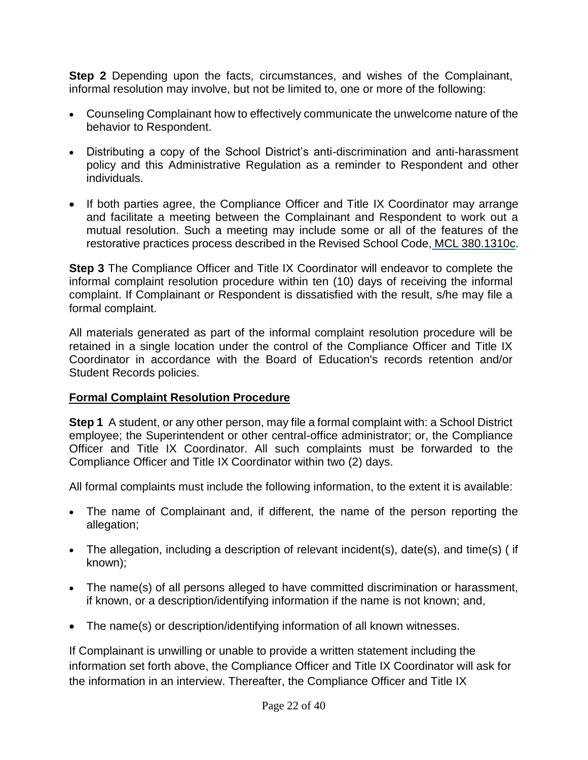**Step 2** Depending upon the facts, circumstances, and wishes of the Complainant, informal resolution may involve, but not be limited to, one or more of the following:

- Counseling Complainant how to effectively communicate the unwelcome nature of the behavior to Respondent.
- Distributing a copy of the School District's anti-discrimination and anti-harassment policy and this Administrative Regulation as a reminder to Respondent and other individuals.
- If both parties agree, the Compliance Officer and Title IX Coordinator may arrange and facilitate a meeting between the Complainant and Respondent to work out a mutual resolution. Such a meeting may include some or all of the features of the restorative practices process described in the Revised School Code, MCL 380.1310c.

**Step 3** The Compliance Officer and Title IX Coordinator will endeavor to complete the informal complaint resolution procedure within ten (10) days of receiving the informal complaint. If Complainant or Respondent is dissatisfied with the result, s/he may file a formal complaint.

All materials generated as part of the informal complaint resolution procedure will be retained in a single location under the control of the Compliance Officer and Title IX Coordinator in accordance with the Board of Education's records retention and/or Student Records policies.

**<u>Formal Complaint Resolution Procedure</u>**

**Step 1** A student, or any other person, may file a formal complaint with: a School District employee; the Superintendent or other central-office administrator; or, the Compliance Officer and Title IX Coordinator. All such complaints must be forwarded to the Compliance Officer and Title IX Coordinator within two (2) days.

All formal complaints must include the following information, to the extent it is available:

- The name of Complainant and, if different, the name of the person reporting the allegation;
- The allegation, including a description of relevant incident(s), date(s), and time(s) ( if known);
- The name(s) of all persons alleged to have committed discrimination or harassment, if known, or a description/identifying information if the name is not known; and,
- The name(s) or description/identifying information of all known witnesses.

If Complainant is unwilling or unable to provide a written statement including the information set forth above, the Compliance Officer and Title IX Coordinator will ask for the information in an interview. Thereafter, the Compliance Officer and Title IX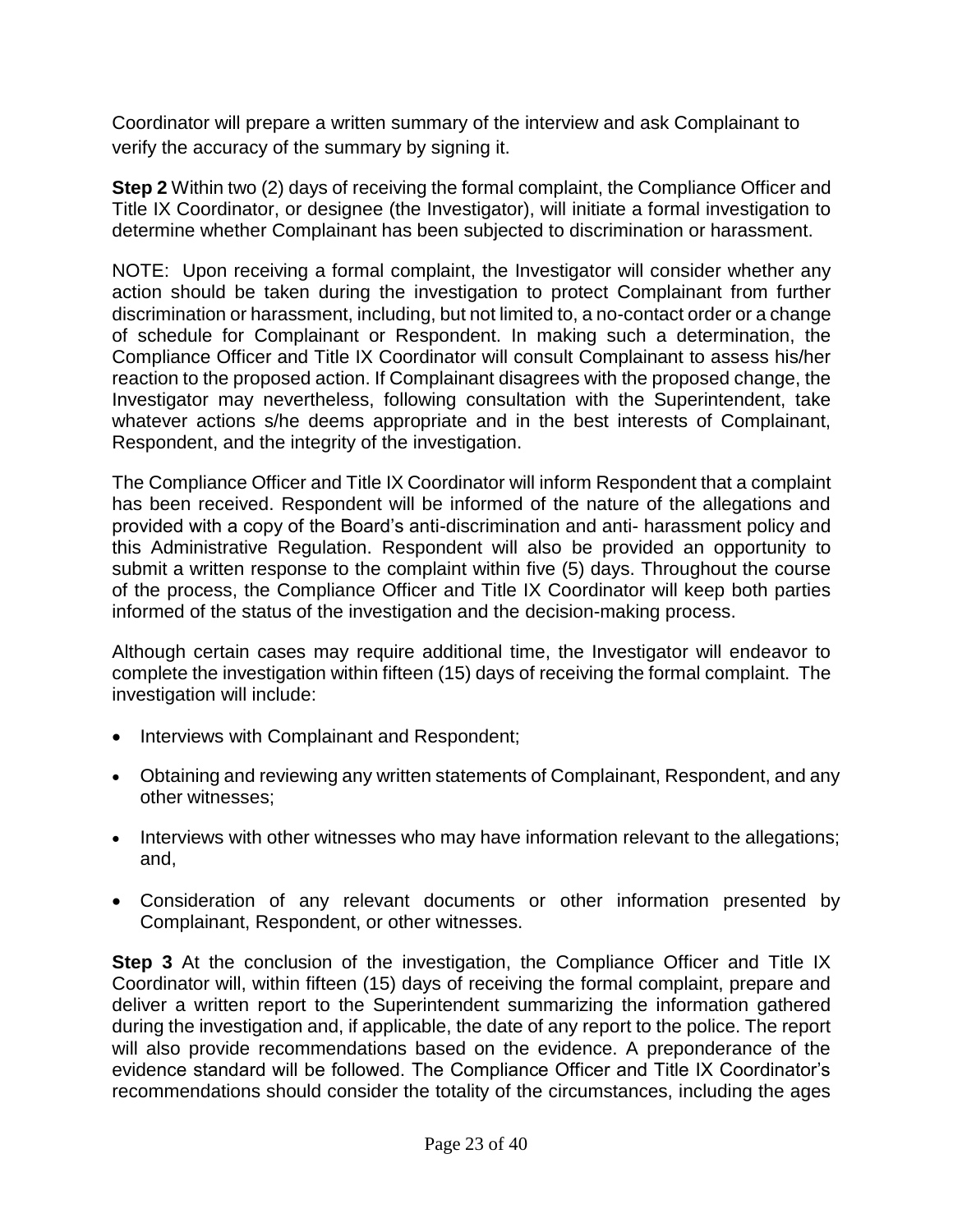Coordinator will prepare a written summary of the interview and ask Complainant to verify the accuracy of the summary by signing it.

**Step 2** Within two (2) days of receiving the formal complaint, the Compliance Officer and Title IX Coordinator, or designee (the Investigator), will initiate a formal investigation to determine whether Complainant has been subjected to discrimination or harassment.

NOTE: Upon receiving a formal complaint, the Investigator will consider whether any action should be taken during the investigation to protect Complainant from further discrimination or harassment, including, but not limited to, a no-contact order or a change of schedule for Complainant or Respondent. In making such a determination, the Compliance Officer and Title IX Coordinator will consult Complainant to assess his/her reaction to the proposed action. If Complainant disagrees with the proposed change, the Investigator may nevertheless, following consultation with the Superintendent, take whatever actions s/he deems appropriate and in the best interests of Complainant, Respondent, and the integrity of the investigation.

The Compliance Officer and Title IX Coordinator will inform Respondent that a complaint has been received. Respondent will be informed of the nature of the allegations and provided with a copy of the Board's anti-discrimination and anti- harassment policy and this Administrative Regulation. Respondent will also be provided an opportunity to submit a written response to the complaint within five (5) days. Throughout the course of the process, the Compliance Officer and Title IX Coordinator will keep both parties informed of the status of the investigation and the decision-making process.

Although certain cases may require additional time, the Investigator will endeavor to complete the investigation within fifteen (15) days of receiving the formal complaint. The investigation will include:

- Interviews with Complainant and Respondent;
- Obtaining and reviewing any written statements of Complainant, Respondent, and any other witnesses;
- Interviews with other witnesses who may have information relevant to the allegations; and,
- Consideration of any relevant documents or other information presented by Complainant, Respondent, or other witnesses.

**Step 3** At the conclusion of the investigation, the Compliance Officer and Title IX Coordinator will, within fifteen (15) days of receiving the formal complaint, prepare and deliver a written report to the Superintendent summarizing the information gathered during the investigation and, if applicable, the date of any report to the police. The report will also provide recommendations based on the evidence. A preponderance of the evidence standard will be followed. The Compliance Officer and Title IX Coordinator's recommendations should consider the totality of the circumstances, including the ages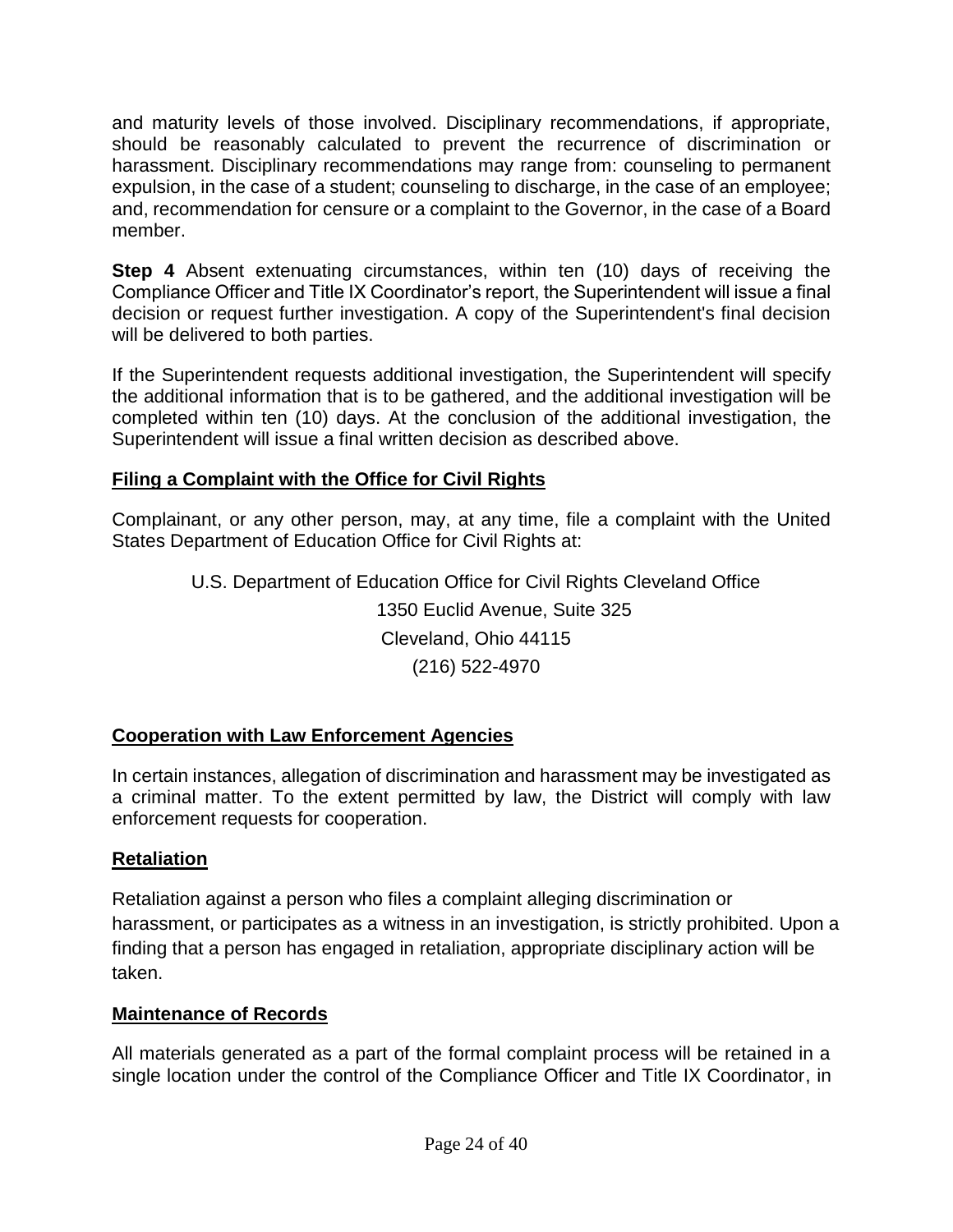and maturity levels of those involved. Disciplinary recommendations, if appropriate, should be reasonably calculated to prevent the recurrence of discrimination or harassment. Disciplinary recommendations may range from: counseling to permanent expulsion, in the case of a student; counseling to discharge, in the case of an employee; and, recommendation for censure or a complaint to the Governor, in the case of a Board member.

**Step 4** Absent extenuating circumstances, within ten (10) days of receiving the Compliance Officer and Title IX Coordinator's report, the Superintendent will issue a final decision or request further investigation. A copy of the Superintendent's final decision will be delivered to both parties.

If the Superintendent requests additional investigation, the Superintendent will specify the additional information that is to be gathered, and the additional investigation will be completed within ten (10) days. At the conclusion of the additional investigation, the Superintendent will issue a final written decision as described above.

## Filing a Complaint with the Office for Civil Rights

Complainant, or any other person, may, at any time, file a complaint with the United States Department of Education Office for Civil Rights at:

U.S. Department of Education Office for Civil Rights Cleveland Office
1350 Euclid Avenue, Suite 325
Cleveland, Ohio 44115
(216) 522-4970

## Cooperation with Law Enforcement Agencies

In certain instances, allegation of discrimination and harassment may be investigated as a criminal matter. To the extent permitted by law, the District will comply with law enforcement requests for cooperation.

## Retaliation

Retaliation against a person who files a complaint alleging discrimination or harassment, or participates as a witness in an investigation, is strictly prohibited. Upon a finding that a person has engaged in retaliation, appropriate disciplinary action will be taken.

## Maintenance of Records

All materials generated as a part of the formal complaint process will be retained in a single location under the control of the Compliance Officer and Title IX Coordinator, in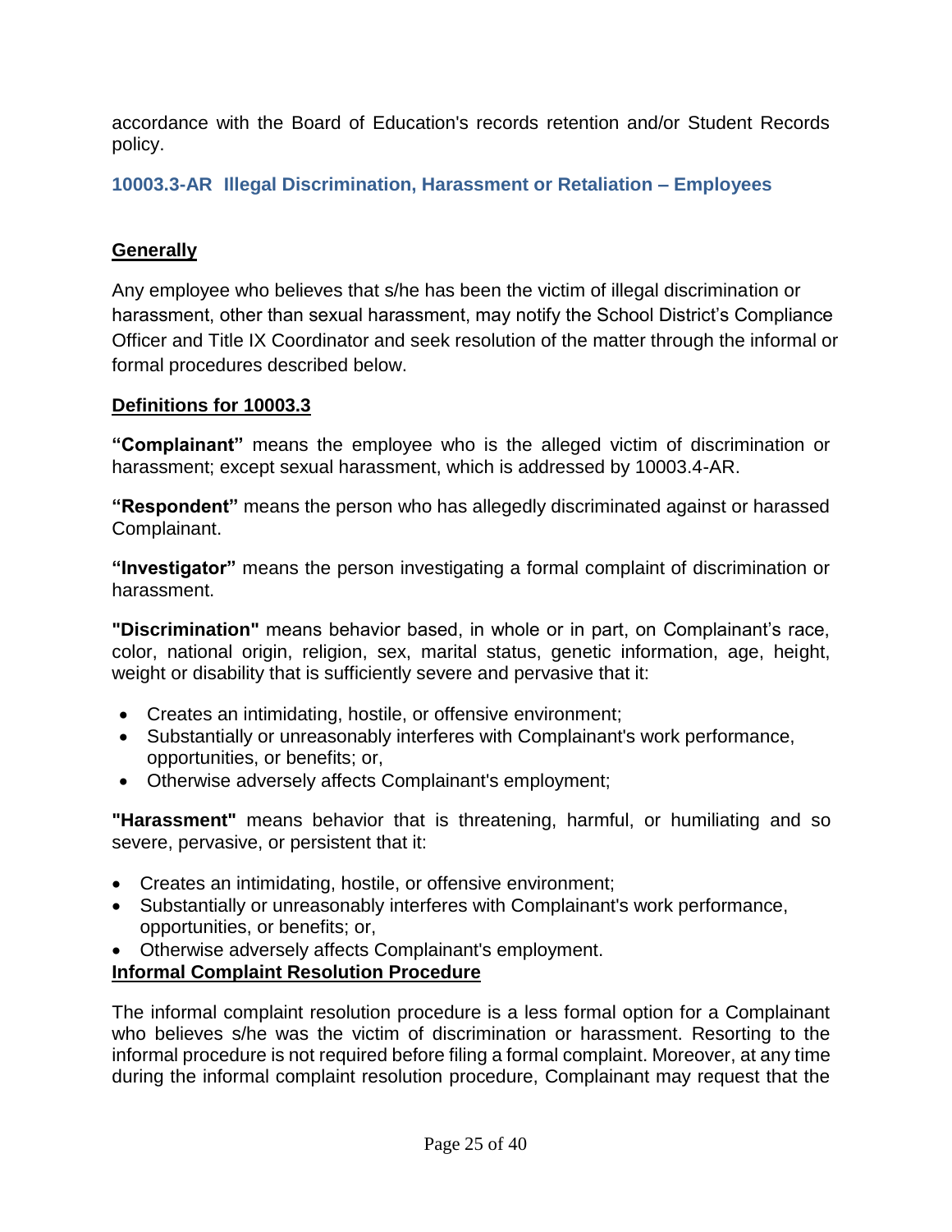accordance with the Board of Education's records retention and/or Student Records policy.

### 10003.3-AR Illegal Discrimination, Harassment or Retaliation – Employees

**Generally**

Any employee who believes that s/he has been the victim of illegal discrimination or harassment, other than sexual harassment, may notify the School District's Compliance Officer and Title IX Coordinator and seek resolution of the matter through the informal or formal procedures described below.

**Definitions for 10003.3**

**"Complainant"** means the employee who is the alleged victim of discrimination or harassment; except sexual harassment, which is addressed by 10003.4-AR.

**"Respondent"** means the person who has allegedly discriminated against or harassed Complainant.

**"Investigator"** means the person investigating a formal complaint of discrimination or harassment.

**"Discrimination"** means behavior based, in whole or in part, on Complainant's race, color, national origin, religion, sex, marital status, genetic information, age, height, weight or disability that is sufficiently severe and pervasive that it:

- Creates an intimidating, hostile, or offensive environment;
- Substantially or unreasonably interferes with Complainant's work performance, opportunities, or benefits; or,
- Otherwise adversely affects Complainant's employment;

**"Harassment"** means behavior that is threatening, harmful, or humiliating and so severe, pervasive, or persistent that it:

- Creates an intimidating, hostile, or offensive environment;
- Substantially or unreasonably interferes with Complainant's work performance, opportunities, or benefits; or,
- Otherwise adversely affects Complainant's employment.

**Informal Complaint Resolution Procedure**

The informal complaint resolution procedure is a less formal option for a Complainant who believes s/he was the victim of discrimination or harassment. Resorting to the informal procedure is not required before filing a formal complaint. Moreover, at any time during the informal complaint resolution procedure, Complainant may request that the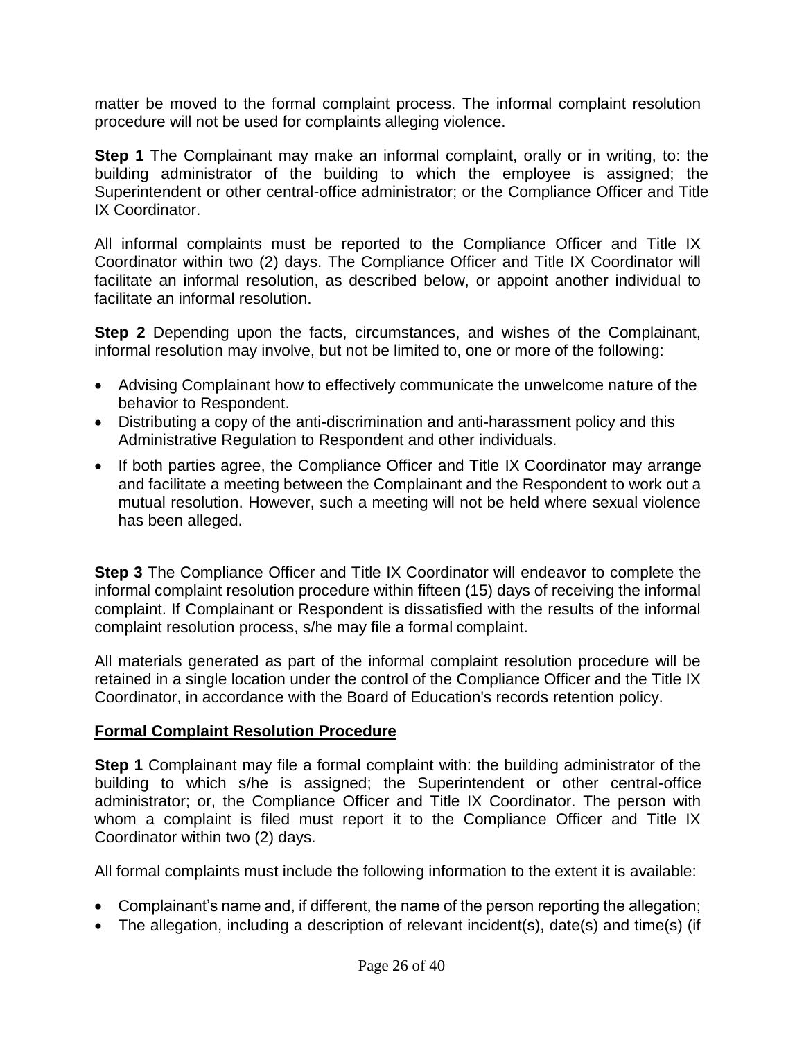matter be moved to the formal complaint process. The informal complaint resolution procedure will not be used for complaints alleging violence.

**Step 1** The Complainant may make an informal complaint, orally or in writing, to: the building administrator of the building to which the employee is assigned; the Superintendent or other central-office administrator; or the Compliance Officer and Title IX Coordinator.

All informal complaints must be reported to the Compliance Officer and Title IX Coordinator within two (2) days. The Compliance Officer and Title IX Coordinator will facilitate an informal resolution, as described below, or appoint another individual to facilitate an informal resolution.

**Step 2** Depending upon the facts, circumstances, and wishes of the Complainant, informal resolution may involve, but not be limited to, one or more of the following:

- Advising Complainant how to effectively communicate the unwelcome nature of the behavior to Respondent.
- Distributing a copy of the anti-discrimination and anti-harassment policy and this Administrative Regulation to Respondent and other individuals.
- If both parties agree, the Compliance Officer and Title IX Coordinator may arrange and facilitate a meeting between the Complainant and the Respondent to work out a mutual resolution. However, such a meeting will not be held where sexual violence has been alleged.

**Step 3** The Compliance Officer and Title IX Coordinator will endeavor to complete the informal complaint resolution procedure within fifteen (15) days of receiving the informal complaint. If Complainant or Respondent is dissatisfied with the results of the informal complaint resolution process, s/he may file a formal complaint.

All materials generated as part of the informal complaint resolution procedure will be retained in a single location under the control of the Compliance Officer and the Title IX Coordinator, in accordance with the Board of Education's records retention policy.

**Formal Complaint Resolution Procedure**

**Step 1** Complainant may file a formal complaint with: the building administrator of the building to which s/he is assigned; the Superintendent or other central-office administrator; or, the Compliance Officer and Title IX Coordinator. The person with whom a complaint is filed must report it to the Compliance Officer and Title IX Coordinator within two (2) days.

All formal complaints must include the following information to the extent it is available:

- Complainant's name and, if different, the name of the person reporting the allegation;
- The allegation, including a description of relevant incident(s), date(s) and time(s) (if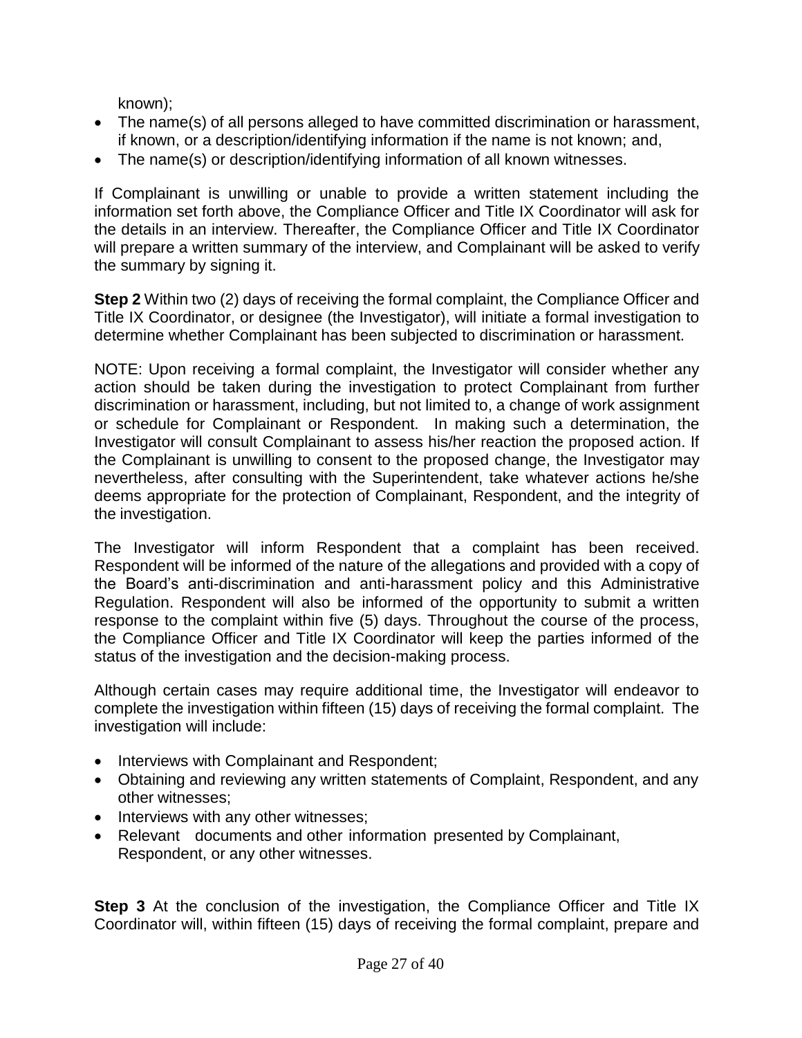known);

- The name(s) of all persons alleged to have committed discrimination or harassment, if known, or a description/identifying information if the name is not known; and,
- The name(s) or description/identifying information of all known witnesses.

If Complainant is unwilling or unable to provide a written statement including the information set forth above, the Compliance Officer and Title IX Coordinator will ask for the details in an interview. Thereafter, the Compliance Officer and Title IX Coordinator will prepare a written summary of the interview, and Complainant will be asked to verify the summary by signing it.

**Step 2** Within two (2) days of receiving the formal complaint, the Compliance Officer and Title IX Coordinator, or designee (the Investigator), will initiate a formal investigation to determine whether Complainant has been subjected to discrimination or harassment.

NOTE: Upon receiving a formal complaint, the Investigator will consider whether any action should be taken during the investigation to protect Complainant from further discrimination or harassment, including, but not limited to, a change of work assignment or schedule for Complainant or Respondent. In making such a determination, the Investigator will consult Complainant to assess his/her reaction the proposed action. If the Complainant is unwilling to consent to the proposed change, the Investigator may nevertheless, after consulting with the Superintendent, take whatever actions he/she deems appropriate for the protection of Complainant, Respondent, and the integrity of the investigation.

The Investigator will inform Respondent that a complaint has been received. Respondent will be informed of the nature of the allegations and provided with a copy of the Board's anti-discrimination and anti-harassment policy and this Administrative Regulation. Respondent will also be informed of the opportunity to submit a written response to the complaint within five (5) days. Throughout the course of the process, the Compliance Officer and Title IX Coordinator will keep the parties informed of the status of the investigation and the decision-making process.

Although certain cases may require additional time, the Investigator will endeavor to complete the investigation within fifteen (15) days of receiving the formal complaint. The investigation will include:

- Interviews with Complainant and Respondent;
- Obtaining and reviewing any written statements of Complaint, Respondent, and any other witnesses;
- Interviews with any other witnesses;
- Relevant documents and other information presented by Complainant, Respondent, or any other witnesses.

**Step 3** At the conclusion of the investigation, the Compliance Officer and Title IX Coordinator will, within fifteen (15) days of receiving the formal complaint, prepare and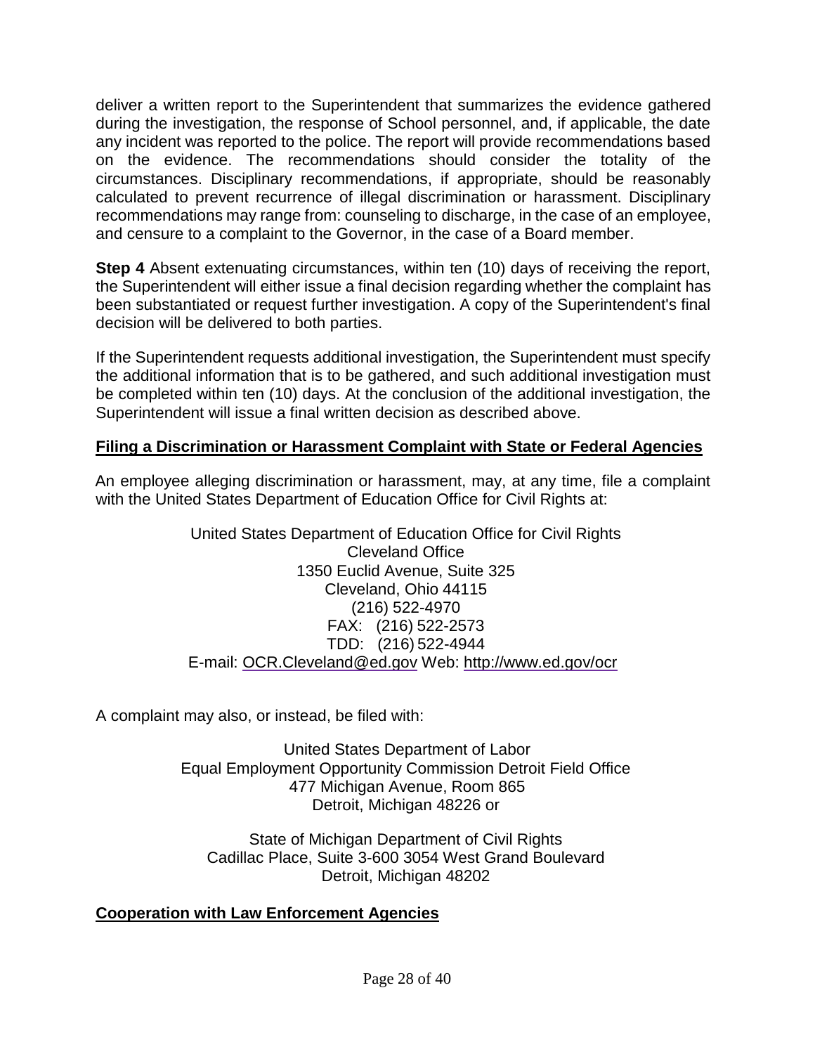deliver a written report to the Superintendent that summarizes the evidence gathered during the investigation, the response of School personnel, and, if applicable, the date any incident was reported to the police. The report will provide recommendations based on the evidence. The recommendations should consider the totality of the circumstances. Disciplinary recommendations, if appropriate, should be reasonably calculated to prevent recurrence of illegal discrimination or harassment. Disciplinary recommendations may range from: counseling to discharge, in the case of an employee, and censure to a complaint to the Governor, in the case of a Board member.

**Step 4** Absent extenuating circumstances, within ten (10) days of receiving the report, the Superintendent will either issue a final decision regarding whether the complaint has been substantiated or request further investigation. A copy of the Superintendent's final decision will be delivered to both parties.

If the Superintendent requests additional investigation, the Superintendent must specify the additional information that is to be gathered, and such additional investigation must be completed within ten (10) days. At the conclusion of the additional investigation, the Superintendent will issue a final written decision as described above.

**Filing a Discrimination or Harassment Complaint with State or Federal Agencies**

An employee alleging discrimination or harassment, may, at any time, file a complaint with the United States Department of Education Office for Civil Rights at:

United States Department of Education Office for Civil Rights
Cleveland Office
1350 Euclid Avenue, Suite 325
Cleveland, Ohio 44115
(216) 522-4970
FAX: (216) 522-2573
TDD: (216) 522-4944
E-mail: OCR.Cleveland@ed.gov Web: http://www.ed.gov/ocr

A complaint may also, or instead, be filed with:

United States Department of Labor
Equal Employment Opportunity Commission Detroit Field Office
477 Michigan Avenue, Room 865
Detroit, Michigan 48226 or

State of Michigan Department of Civil Rights
Cadillac Place, Suite 3-600 3054 West Grand Boulevard
Detroit, Michigan 48202

**Cooperation with Law Enforcement Agencies**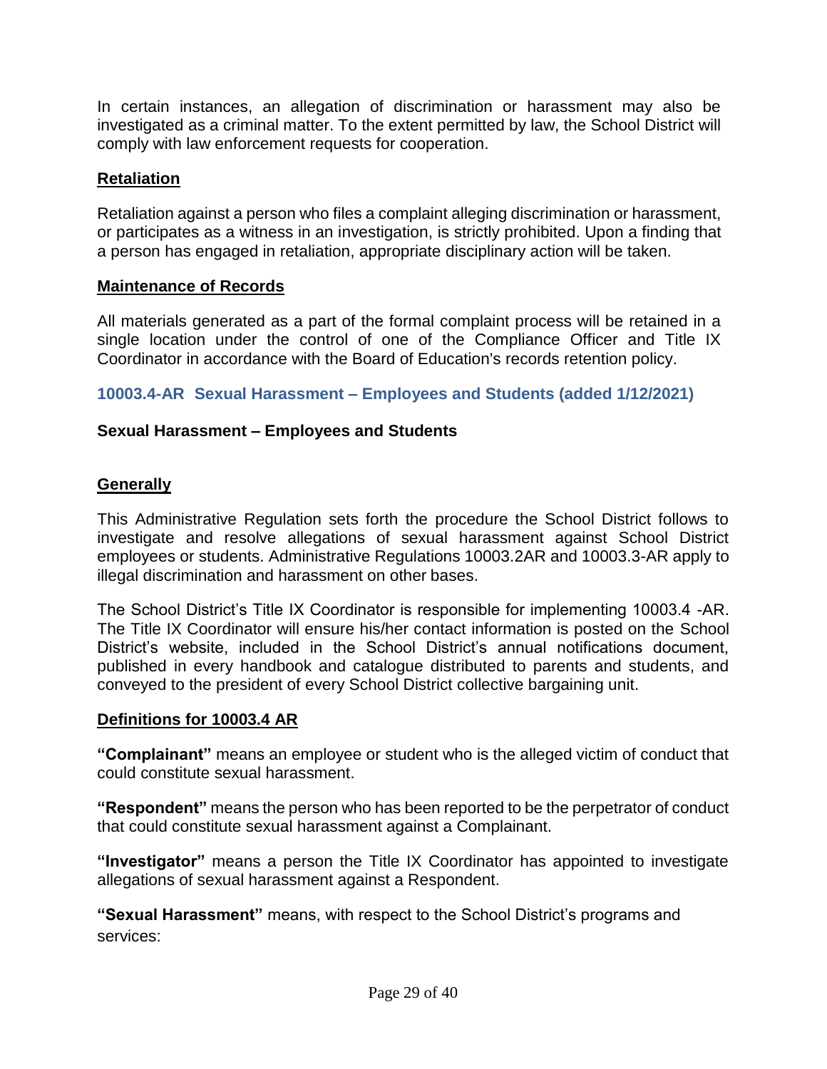In certain instances, an allegation of discrimination or harassment may also be investigated as a criminal matter. To the extent permitted by law, the School District will comply with law enforcement requests for cooperation.

**Retaliation**

Retaliation against a person who files a complaint alleging discrimination or harassment, or participates as a witness in an investigation, is strictly prohibited. Upon a finding that a person has engaged in retaliation, appropriate disciplinary action will be taken.

**Maintenance of Records**

All materials generated as a part of the formal complaint process will be retained in a single location under the control of one of the Compliance Officer and Title IX Coordinator in accordance with the Board of Education's records retention policy.

## 10003.4-AR Sexual Harassment – Employees and Students (added 1/12/2021)

### Sexual Harassment – Employees and Students

**Generally**

This Administrative Regulation sets forth the procedure the School District follows to investigate and resolve allegations of sexual harassment against School District employees or students. Administrative Regulations 10003.2AR and 10003.3-AR apply to illegal discrimination and harassment on other bases.

The School District's Title IX Coordinator is responsible for implementing 10003.4 -AR. The Title IX Coordinator will ensure his/her contact information is posted on the School District's website, included in the School District's annual notifications document, published in every handbook and catalogue distributed to parents and students, and conveyed to the president of every School District collective bargaining unit.

**Definitions for 10003.4 AR**

**"Complainant"** means an employee or student who is the alleged victim of conduct that could constitute sexual harassment.

**"Respondent"** means the person who has been reported to be the perpetrator of conduct that could constitute sexual harassment against a Complainant.

**"Investigator"** means a person the Title IX Coordinator has appointed to investigate allegations of sexual harassment against a Respondent.

**"Sexual Harassment"** means, with respect to the School District's programs and services: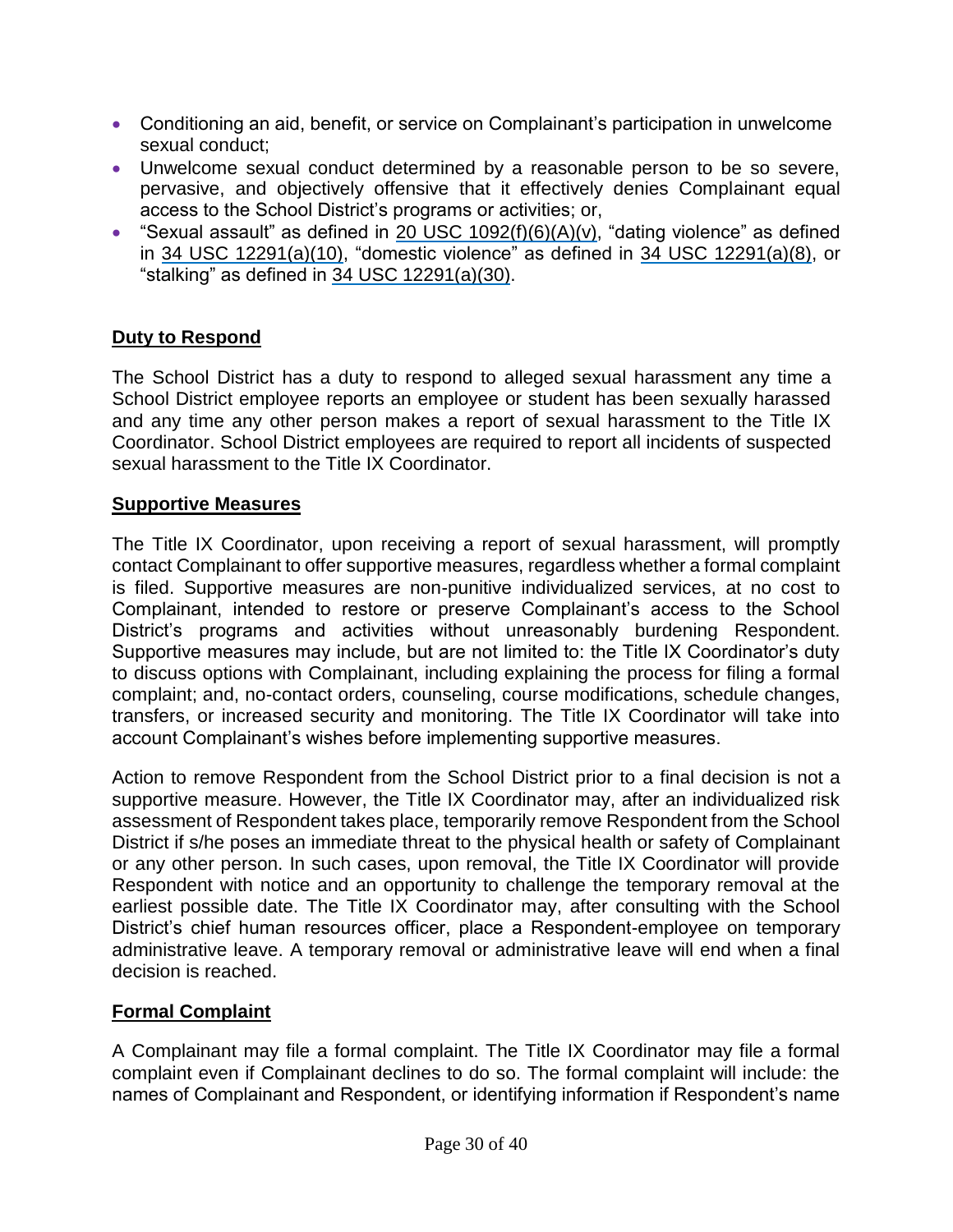- Conditioning an aid, benefit, or service on Complainant's participation in unwelcome sexual conduct;
- Unwelcome sexual conduct determined by a reasonable person to be so severe, pervasive, and objectively offensive that it effectively denies Complainant equal access to the School District's programs or activities; or,
- "Sexual assault" as defined in 20 USC 1092(f)(6)(A)(v), "dating violence" as defined in 34 USC 12291(a)(10), "domestic violence" as defined in 34 USC 12291(a)(8), or "stalking" as defined in 34 USC 12291(a)(30).

**Duty to Respond**

The School District has a duty to respond to alleged sexual harassment any time a School District employee reports an employee or student has been sexually harassed and any time any other person makes a report of sexual harassment to the Title IX Coordinator. School District employees are required to report all incidents of suspected sexual harassment to the Title IX Coordinator.

**Supportive Measures**

The Title IX Coordinator, upon receiving a report of sexual harassment, will promptly contact Complainant to offer supportive measures, regardless whether a formal complaint is filed. Supportive measures are non-punitive individualized services, at no cost to Complainant, intended to restore or preserve Complainant's access to the School District's programs and activities without unreasonably burdening Respondent. Supportive measures may include, but are not limited to: the Title IX Coordinator's duty to discuss options with Complainant, including explaining the process for filing a formal complaint; and, no-contact orders, counseling, course modifications, schedule changes, transfers, or increased security and monitoring. The Title IX Coordinator will take into account Complainant's wishes before implementing supportive measures.

Action to remove Respondent from the School District prior to a final decision is not a supportive measure. However, the Title IX Coordinator may, after an individualized risk assessment of Respondent takes place, temporarily remove Respondent from the School District if s/he poses an immediate threat to the physical health or safety of Complainant or any other person. In such cases, upon removal, the Title IX Coordinator will provide Respondent with notice and an opportunity to challenge the temporary removal at the earliest possible date. The Title IX Coordinator may, after consulting with the School District's chief human resources officer, place a Respondent-employee on temporary administrative leave. A temporary removal or administrative leave will end when a final decision is reached.

**Formal Complaint**

A Complainant may file a formal complaint. The Title IX Coordinator may file a formal complaint even if Complainant declines to do so. The formal complaint will include: the names of Complainant and Respondent, or identifying information if Respondent's name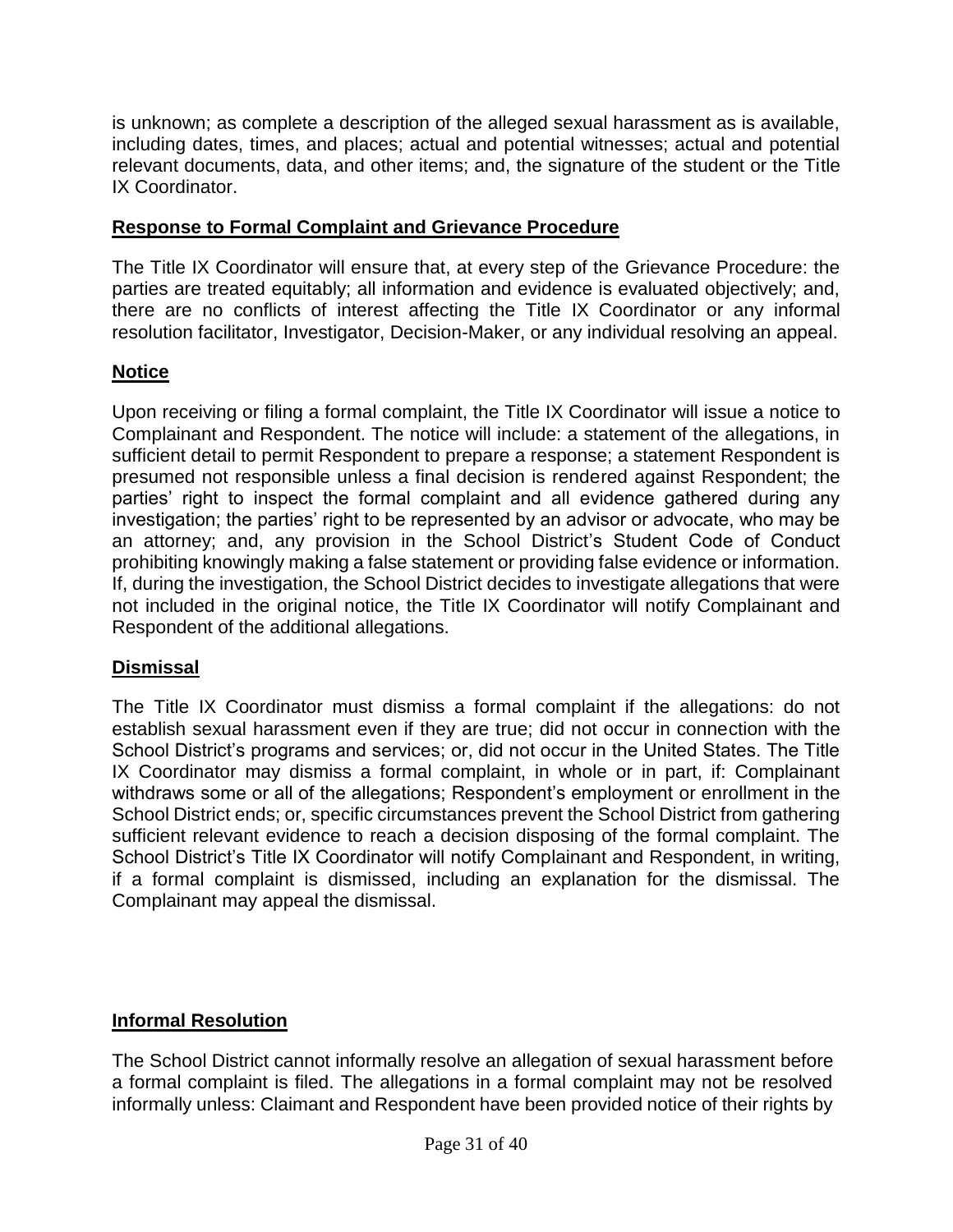is unknown; as complete a description of the alleged sexual harassment as is available, including dates, times, and places; actual and potential witnesses; actual and potential relevant documents, data, and other items; and, the signature of the student or the Title IX Coordinator.

**Response to Formal Complaint and Grievance Procedure**

The Title IX Coordinator will ensure that, at every step of the Grievance Procedure: the parties are treated equitably; all information and evidence is evaluated objectively; and, there are no conflicts of interest affecting the Title IX Coordinator or any informal resolution facilitator, Investigator, Decision-Maker, or any individual resolving an appeal.

**Notice**

Upon receiving or filing a formal complaint, the Title IX Coordinator will issue a notice to Complainant and Respondent. The notice will include: a statement of the allegations, in sufficient detail to permit Respondent to prepare a response; a statement Respondent is presumed not responsible unless a final decision is rendered against Respondent; the parties' right to inspect the formal complaint and all evidence gathered during any investigation; the parties' right to be represented by an advisor or advocate, who may be an attorney; and, any provision in the School District's Student Code of Conduct prohibiting knowingly making a false statement or providing false evidence or information. If, during the investigation, the School District decides to investigate allegations that were not included in the original notice, the Title IX Coordinator will notify Complainant and Respondent of the additional allegations.

**Dismissal**

The Title IX Coordinator must dismiss a formal complaint if the allegations: do not establish sexual harassment even if they are true; did not occur in connection with the School District's programs and services; or, did not occur in the United States. The Title IX Coordinator may dismiss a formal complaint, in whole or in part, if: Complainant withdraws some or all of the allegations; Respondent's employment or enrollment in the School District ends; or, specific circumstances prevent the School District from gathering sufficient relevant evidence to reach a decision disposing of the formal complaint. The School District's Title IX Coordinator will notify Complainant and Respondent, in writing, if a formal complaint is dismissed, including an explanation for the dismissal. The Complainant may appeal the dismissal.

**Informal Resolution**

The School District cannot informally resolve an allegation of sexual harassment before a formal complaint is filed. The allegations in a formal complaint may not be resolved informally unless: Claimant and Respondent have been provided notice of their rights by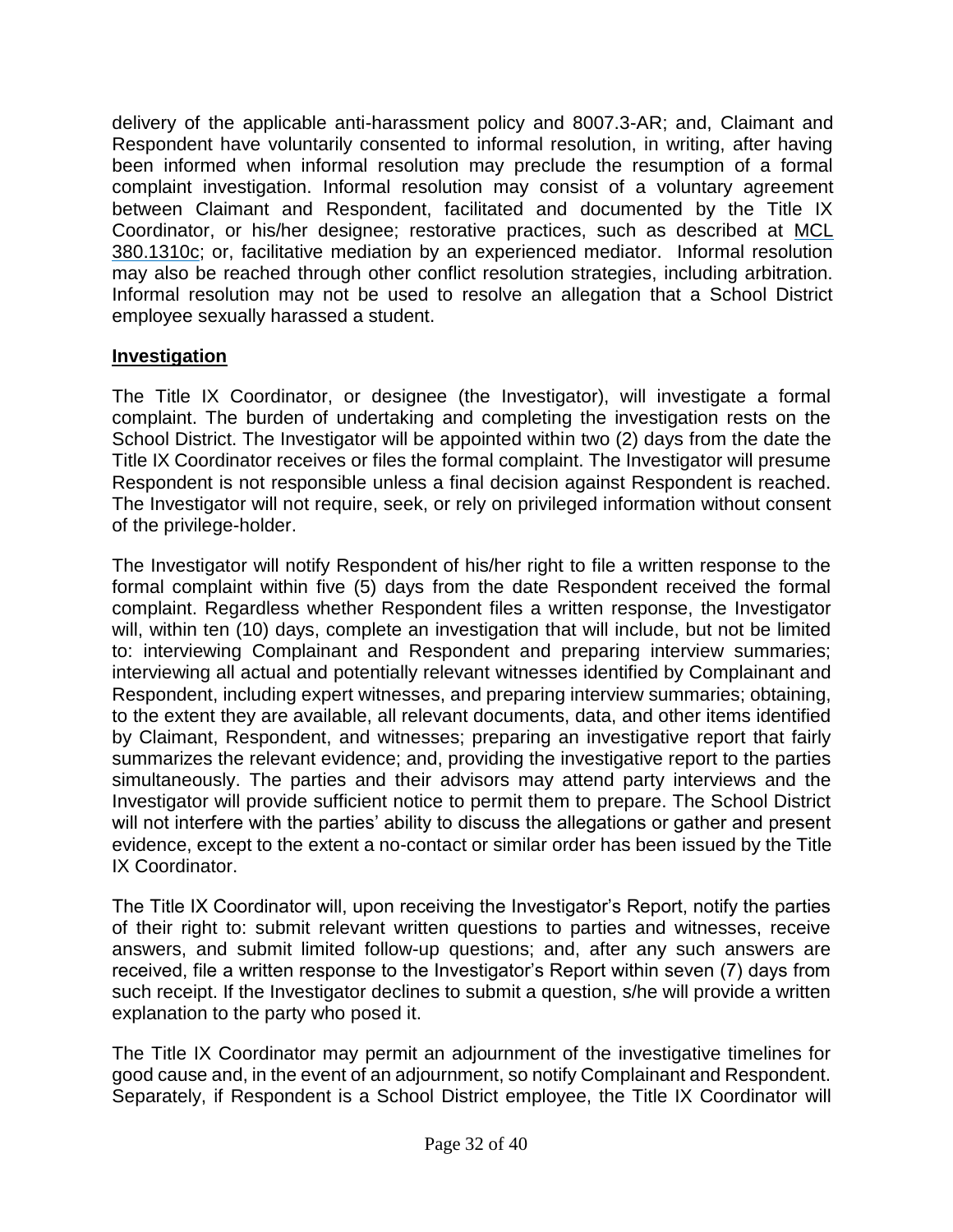delivery of the applicable anti-harassment policy and 8007.3-AR; and, Claimant and Respondent have voluntarily consented to informal resolution, in writing, after having been informed when informal resolution may preclude the resumption of a formal complaint investigation. Informal resolution may consist of a voluntary agreement between Claimant and Respondent, facilitated and documented by the Title IX Coordinator, or his/her designee; restorative practices, such as described at MCL 380.1310c; or, facilitative mediation by an experienced mediator. Informal resolution may also be reached through other conflict resolution strategies, including arbitration. Informal resolution may not be used to resolve an allegation that a School District employee sexually harassed a student.

**Investigation**

The Title IX Coordinator, or designee (the Investigator), will investigate a formal complaint. The burden of undertaking and completing the investigation rests on the School District. The Investigator will be appointed within two (2) days from the date the Title IX Coordinator receives or files the formal complaint. The Investigator will presume Respondent is not responsible unless a final decision against Respondent is reached. The Investigator will not require, seek, or rely on privileged information without consent of the privilege-holder.

The Investigator will notify Respondent of his/her right to file a written response to the formal complaint within five (5) days from the date Respondent received the formal complaint. Regardless whether Respondent files a written response, the Investigator will, within ten (10) days, complete an investigation that will include, but not be limited to: interviewing Complainant and Respondent and preparing interview summaries; interviewing all actual and potentially relevant witnesses identified by Complainant and Respondent, including expert witnesses, and preparing interview summaries; obtaining, to the extent they are available, all relevant documents, data, and other items identified by Claimant, Respondent, and witnesses; preparing an investigative report that fairly summarizes the relevant evidence; and, providing the investigative report to the parties simultaneously. The parties and their advisors may attend party interviews and the Investigator will provide sufficient notice to permit them to prepare. The School District will not interfere with the parties' ability to discuss the allegations or gather and present evidence, except to the extent a no-contact or similar order has been issued by the Title IX Coordinator.

The Title IX Coordinator will, upon receiving the Investigator's Report, notify the parties of their right to: submit relevant written questions to parties and witnesses, receive answers, and submit limited follow-up questions; and, after any such answers are received, file a written response to the Investigator's Report within seven (7) days from such receipt. If the Investigator declines to submit a question, s/he will provide a written explanation to the party who posed it.

The Title IX Coordinator may permit an adjournment of the investigative timelines for good cause and, in the event of an adjournment, so notify Complainant and Respondent. Separately, if Respondent is a School District employee, the Title IX Coordinator will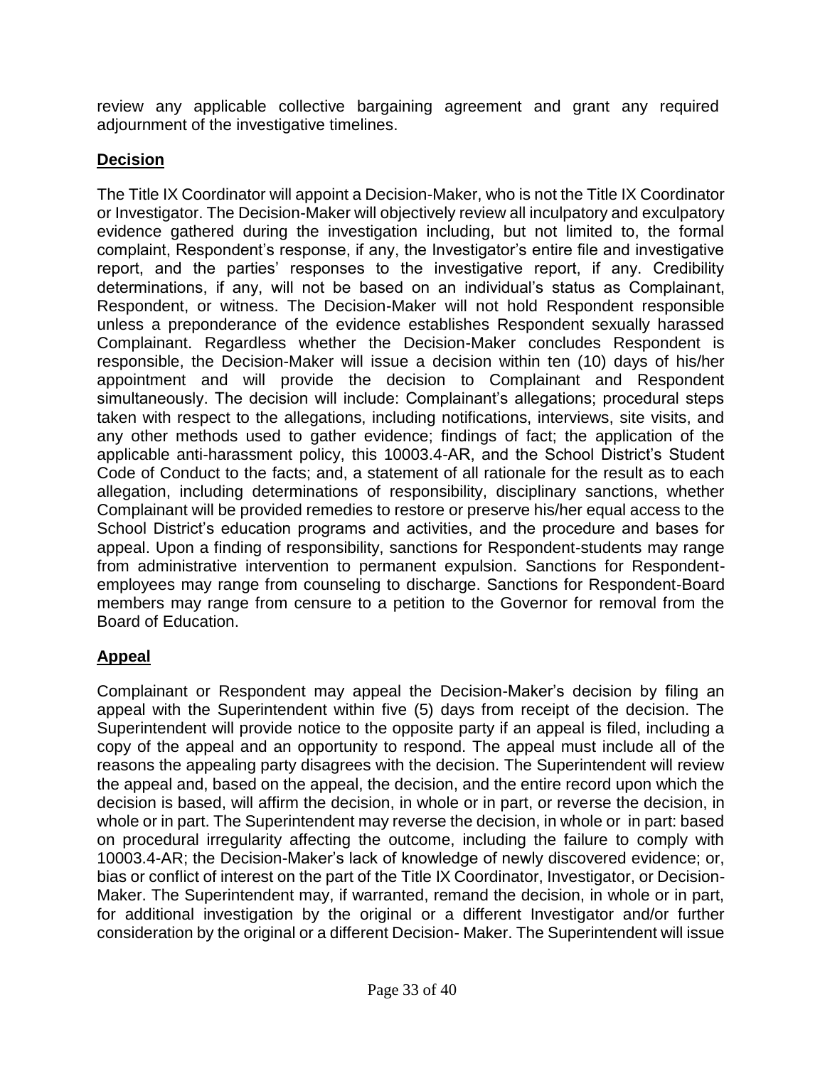review any applicable collective bargaining agreement and grant any required adjournment of the investigative timelines.

**Decision**

The Title IX Coordinator will appoint a Decision-Maker, who is not the Title IX Coordinator or Investigator. The Decision-Maker will objectively review all inculpatory and exculpatory evidence gathered during the investigation including, but not limited to, the formal complaint, Respondent's response, if any, the Investigator's entire file and investigative report, and the parties' responses to the investigative report, if any. Credibility determinations, if any, will not be based on an individual's status as Complainant, Respondent, or witness. The Decision-Maker will not hold Respondent responsible unless a preponderance of the evidence establishes Respondent sexually harassed Complainant. Regardless whether the Decision-Maker concludes Respondent is responsible, the Decision-Maker will issue a decision within ten (10) days of his/her appointment and will provide the decision to Complainant and Respondent simultaneously. The decision will include: Complainant's allegations; procedural steps taken with respect to the allegations, including notifications, interviews, site visits, and any other methods used to gather evidence; findings of fact; the application of the applicable anti-harassment policy, this 10003.4-AR, and the School District's Student Code of Conduct to the facts; and, a statement of all rationale for the result as to each allegation, including determinations of responsibility, disciplinary sanctions, whether Complainant will be provided remedies to restore or preserve his/her equal access to the School District's education programs and activities, and the procedure and bases for appeal. Upon a finding of responsibility, sanctions for Respondent-students may range from administrative intervention to permanent expulsion. Sanctions for Respondent-employees may range from counseling to discharge. Sanctions for Respondent-Board members may range from censure to a petition to the Governor for removal from the Board of Education.

**Appeal**

Complainant or Respondent may appeal the Decision-Maker's decision by filing an appeal with the Superintendent within five (5) days from receipt of the decision. The Superintendent will provide notice to the opposite party if an appeal is filed, including a copy of the appeal and an opportunity to respond. The appeal must include all of the reasons the appealing party disagrees with the decision. The Superintendent will review the appeal and, based on the appeal, the decision, and the entire record upon which the decision is based, will affirm the decision, in whole or in part, or reverse the decision, in whole or in part. The Superintendent may reverse the decision, in whole or in part: based on procedural irregularity affecting the outcome, including the failure to comply with 10003.4-AR; the Decision-Maker's lack of knowledge of newly discovered evidence; or, bias or conflict of interest on the part of the Title IX Coordinator, Investigator, or Decision-Maker. The Superintendent may, if warranted, remand the decision, in whole or in part, for additional investigation by the original or a different Investigator and/or further consideration by the original or a different Decision- Maker. The Superintendent will issue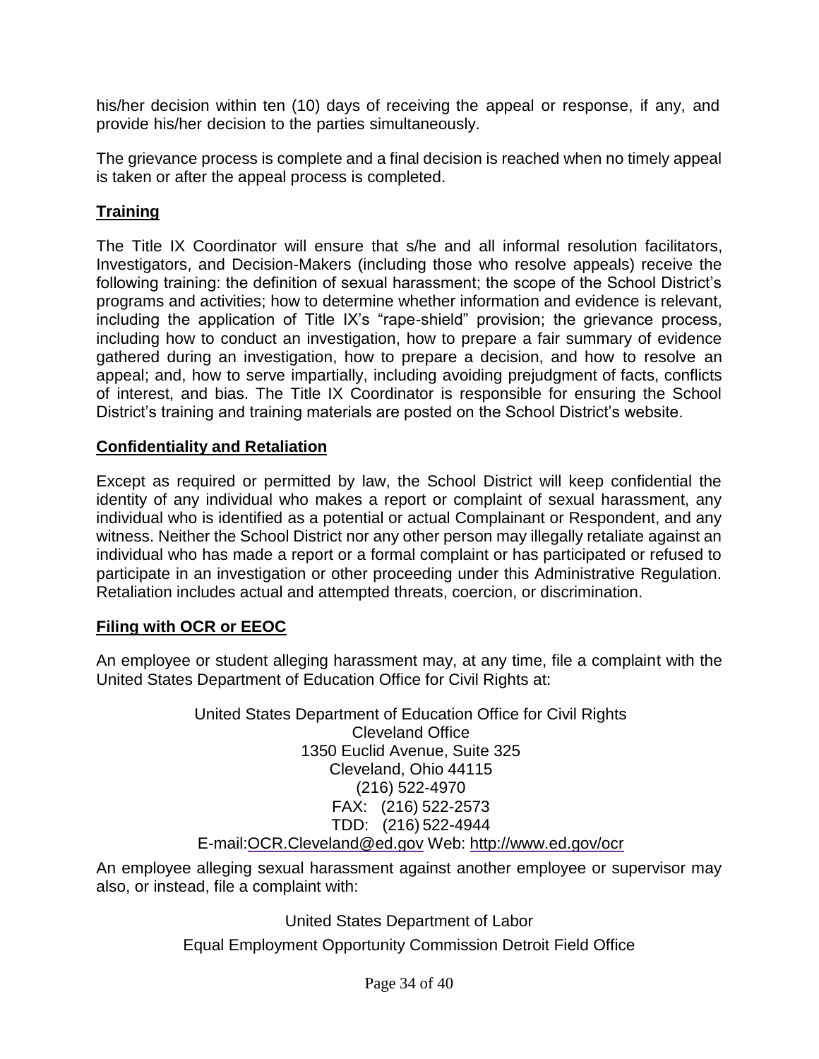his/her decision within ten (10) days of receiving the appeal or response, if any, and provide his/her decision to the parties simultaneously.

The grievance process is complete and a final decision is reached when no timely appeal is taken or after the appeal process is completed.

## Training

The Title IX Coordinator will ensure that s/he and all informal resolution facilitators, Investigators, and Decision-Makers (including those who resolve appeals) receive the following training: the definition of sexual harassment; the scope of the School District's programs and activities; how to determine whether information and evidence is relevant, including the application of Title IX's "rape-shield" provision; the grievance process, including how to conduct an investigation, how to prepare a fair summary of evidence gathered during an investigation, how to prepare a decision, and how to resolve an appeal; and, how to serve impartially, including avoiding prejudgment of facts, conflicts of interest, and bias. The Title IX Coordinator is responsible for ensuring the School District's training and training materials are posted on the School District's website.

## Confidentiality and Retaliation

Except as required or permitted by law, the School District will keep confidential the identity of any individual who makes a report or complaint of sexual harassment, any individual who is identified as a potential or actual Complainant or Respondent, and any witness. Neither the School District nor any other person may illegally retaliate against an individual who has made a report or a formal complaint or has participated or refused to participate in an investigation or other proceeding under this Administrative Regulation. Retaliation includes actual and attempted threats, coercion, or discrimination.

## Filing with OCR or EEOC

An employee or student alleging harassment may, at any time, file a complaint with the United States Department of Education Office for Civil Rights at:

United States Department of Education Office for Civil Rights
Cleveland Office
1350 Euclid Avenue, Suite 325
Cleveland, Ohio 44115
(216) 522-4970
FAX: (216) 522-2573
TDD: (216) 522-4944
E-mail:OCR.Cleveland@ed.gov Web: http://www.ed.gov/ocr

An employee alleging sexual harassment against another employee or supervisor may also, or instead, file a complaint with:

United States Department of Labor
Equal Employment Opportunity Commission Detroit Field Office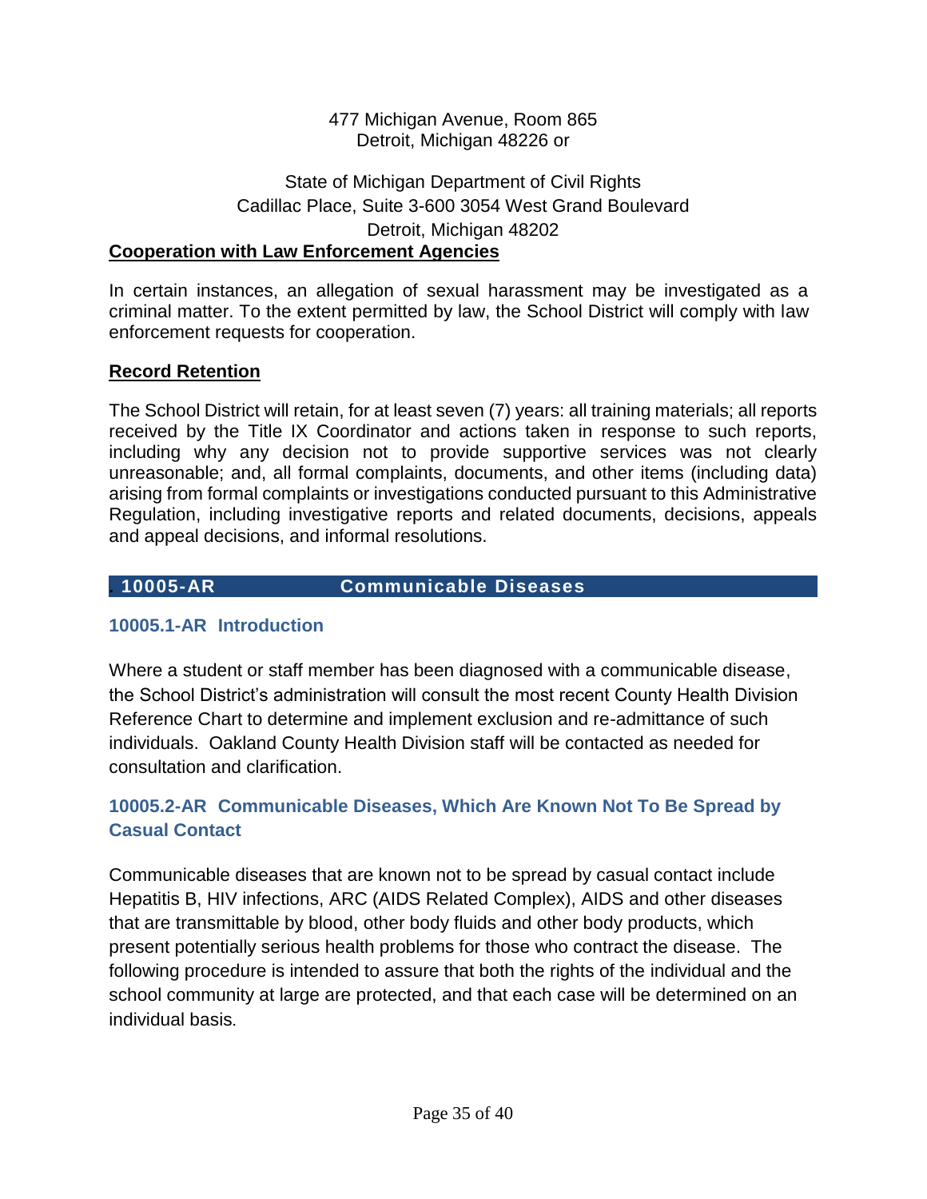477 Michigan Avenue, Room 865
Detroit, Michigan 48226 or

State of Michigan Department of Civil Rights
Cadillac Place, Suite 3-600 3054 West Grand Boulevard
Detroit, Michigan 48202

**Cooperation with Law Enforcement Agencies**

In certain instances, an allegation of sexual harassment may be investigated as a criminal matter. To the extent permitted by law, the School District will comply with law enforcement requests for cooperation.

**Record Retention**

The School District will retain, for at least seven (7) years: all training materials; all reports received by the Title IX Coordinator and actions taken in response to such reports, including why any decision not to provide supportive services was not clearly unreasonable; and, all formal complaints, documents, and other items (including data) arising from formal complaints or investigations conducted pursuant to this Administrative Regulation, including investigative reports and related documents, decisions, appeals and appeal decisions, and informal resolutions.

## 10005-AR Communicable Diseases

### 10005.1-AR Introduction

Where a student or staff member has been diagnosed with a communicable disease, the School District's administration will consult the most recent County Health Division Reference Chart to determine and implement exclusion and re-admittance of such individuals. Oakland County Health Division staff will be contacted as needed for consultation and clarification.

### 10005.2-AR Communicable Diseases, Which Are Known Not To Be Spread by Casual Contact

Communicable diseases that are known not to be spread by casual contact include Hepatitis B, HIV infections, ARC (AIDS Related Complex), AIDS and other diseases that are transmittable by blood, other body fluids and other body products, which present potentially serious health problems for those who contract the disease. The following procedure is intended to assure that both the rights of the individual and the school community at large are protected, and that each case will be determined on an individual basis.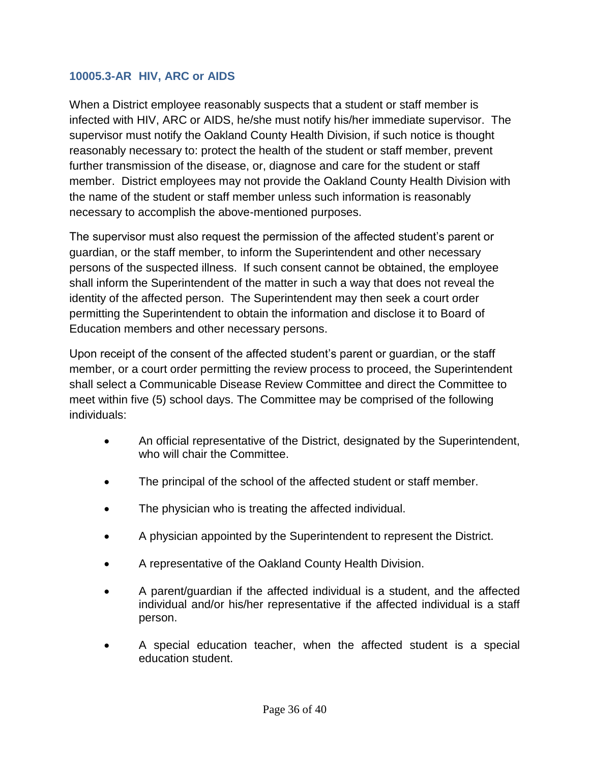### 10005.3-AR HIV, ARC or AIDS

When a District employee reasonably suspects that a student or staff member is infected with HIV, ARC or AIDS, he/she must notify his/her immediate supervisor. The supervisor must notify the Oakland County Health Division, if such notice is thought reasonably necessary to: protect the health of the student or staff member, prevent further transmission of the disease, or, diagnose and care for the student or staff member. District employees may not provide the Oakland County Health Division with the name of the student or staff member unless such information is reasonably necessary to accomplish the above-mentioned purposes.

The supervisor must also request the permission of the affected student's parent or guardian, or the staff member, to inform the Superintendent and other necessary persons of the suspected illness. If such consent cannot be obtained, the employee shall inform the Superintendent of the matter in such a way that does not reveal the identity of the affected person. The Superintendent may then seek a court order permitting the Superintendent to obtain the information and disclose it to Board of Education members and other necessary persons.

Upon receipt of the consent of the affected student's parent or guardian, or the staff member, or a court order permitting the review process to proceed, the Superintendent shall select a Communicable Disease Review Committee and direct the Committee to meet within five (5) school days. The Committee may be comprised of the following individuals:

- An official representative of the District, designated by the Superintendent, who will chair the Committee.
- The principal of the school of the affected student or staff member.
- The physician who is treating the affected individual.
- A physician appointed by the Superintendent to represent the District.
- A representative of the Oakland County Health Division.
- A parent/guardian if the affected individual is a student, and the affected individual and/or his/her representative if the affected individual is a staff person.
- A special education teacher, when the affected student is a special education student.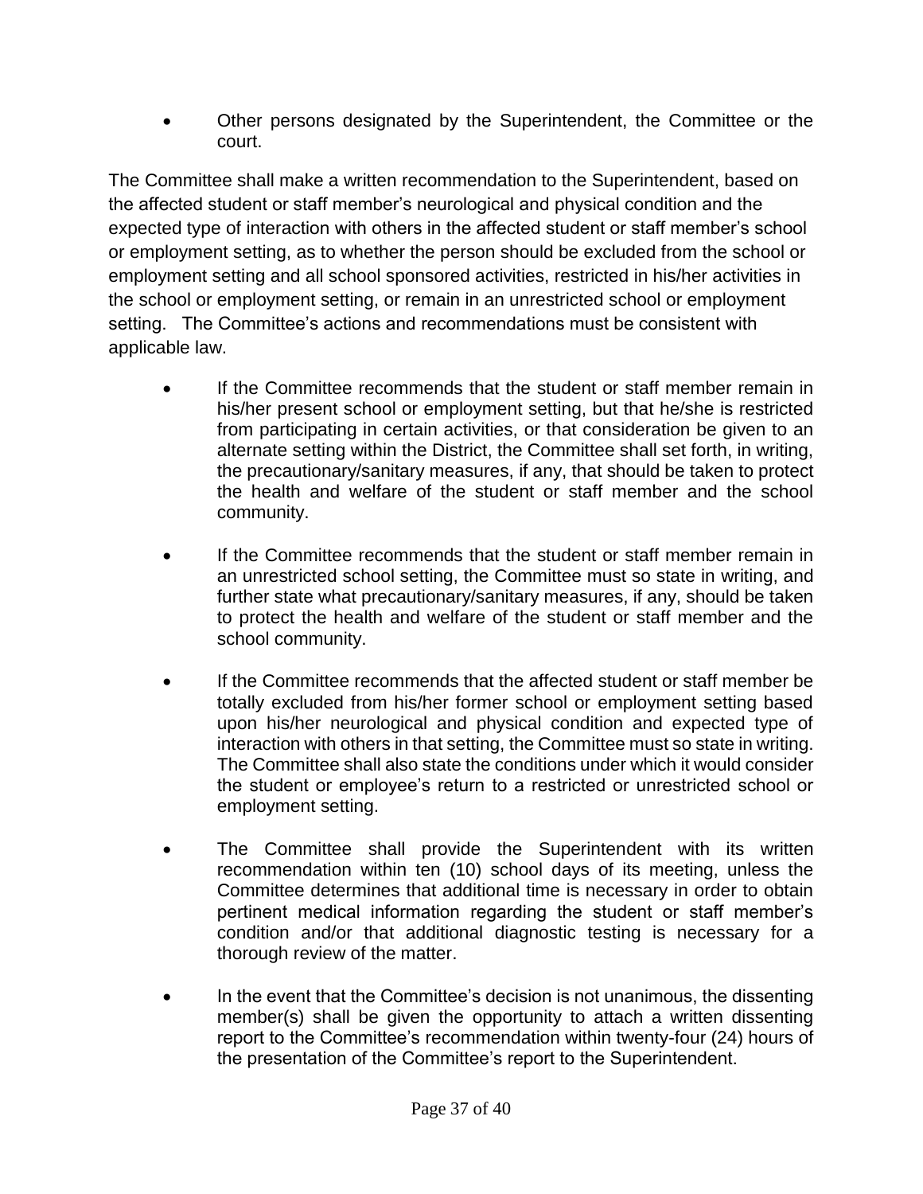- Other persons designated by the Superintendent, the Committee or the court.

The Committee shall make a written recommendation to the Superintendent, based on the affected student or staff member's neurological and physical condition and the expected type of interaction with others in the affected student or staff member's school or employment setting, as to whether the person should be excluded from the school or employment setting and all school sponsored activities, restricted in his/her activities in the school or employment setting, or remain in an unrestricted school or employment setting. The Committee's actions and recommendations must be consistent with applicable law.

- If the Committee recommends that the student or staff member remain in his/her present school or employment setting, but that he/she is restricted from participating in certain activities, or that consideration be given to an alternate setting within the District, the Committee shall set forth, in writing, the precautionary/sanitary measures, if any, that should be taken to protect the health and welfare of the student or staff member and the school community.

- If the Committee recommends that the student or staff member remain in an unrestricted school setting, the Committee must so state in writing, and further state what precautionary/sanitary measures, if any, should be taken to protect the health and welfare of the student or staff member and the school community.

- If the Committee recommends that the affected student or staff member be totally excluded from his/her former school or employment setting based upon his/her neurological and physical condition and expected type of interaction with others in that setting, the Committee must so state in writing. The Committee shall also state the conditions under which it would consider the student or employee's return to a restricted or unrestricted school or employment setting.

- The Committee shall provide the Superintendent with its written recommendation within ten (10) school days of its meeting, unless the Committee determines that additional time is necessary in order to obtain pertinent medical information regarding the student or staff member's condition and/or that additional diagnostic testing is necessary for a thorough review of the matter.

- In the event that the Committee's decision is not unanimous, the dissenting member(s) shall be given the opportunity to attach a written dissenting report to the Committee's recommendation within twenty-four (24) hours of the presentation of the Committee's report to the Superintendent.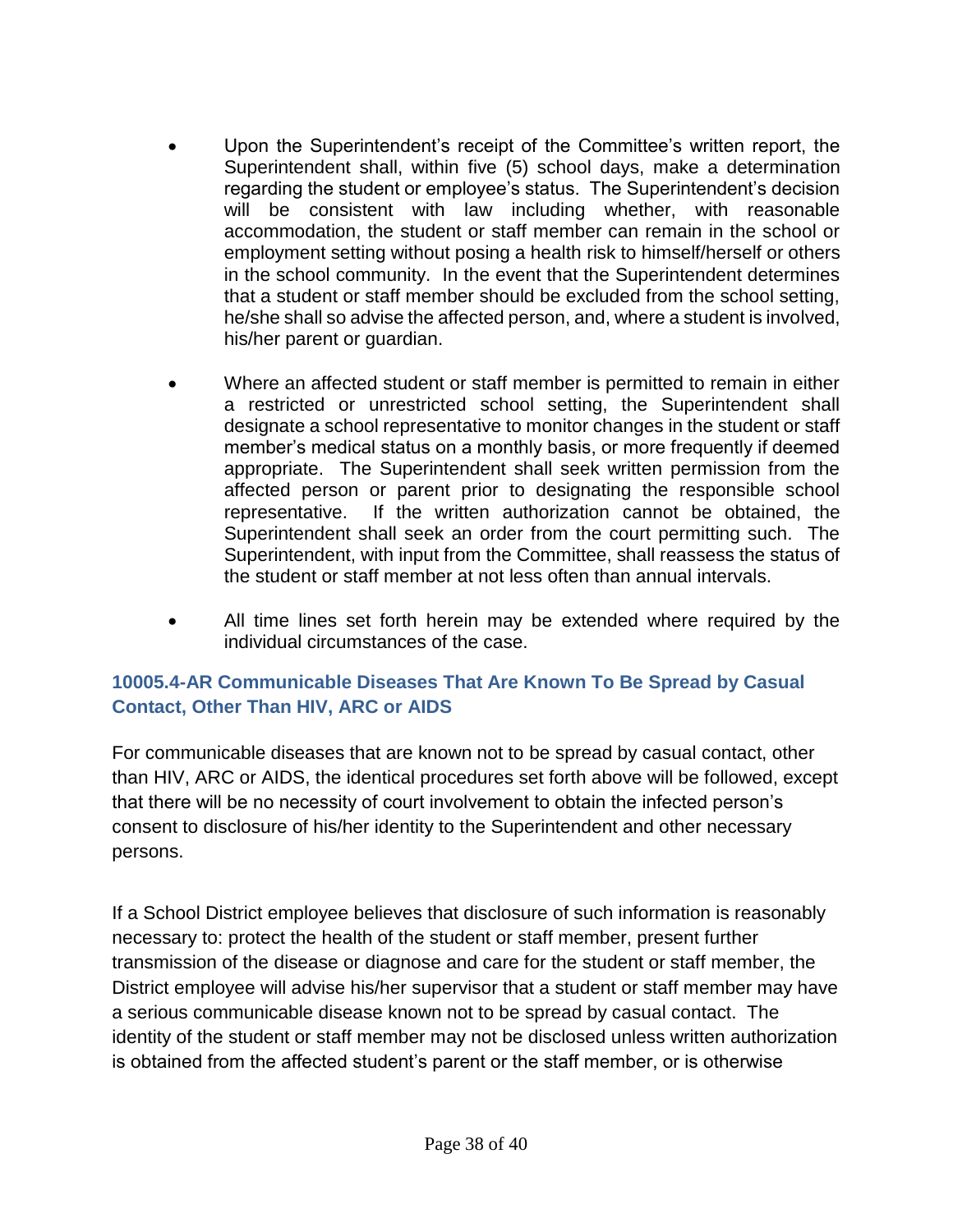- Upon the Superintendent's receipt of the Committee's written report, the Superintendent shall, within five (5) school days, make a determination regarding the student or employee's status. The Superintendent's decision will be consistent with law including whether, with reasonable accommodation, the student or staff member can remain in the school or employment setting without posing a health risk to himself/herself or others in the school community. In the event that the Superintendent determines that a student or staff member should be excluded from the school setting, he/she shall so advise the affected person, and, where a student is involved, his/her parent or guardian.

- Where an affected student or staff member is permitted to remain in either a restricted or unrestricted school setting, the Superintendent shall designate a school representative to monitor changes in the student or staff member's medical status on a monthly basis, or more frequently if deemed appropriate. The Superintendent shall seek written permission from the affected person or parent prior to designating the responsible school representative. If the written authorization cannot be obtained, the Superintendent shall seek an order from the court permitting such. The Superintendent, with input from the Committee, shall reassess the status of the student or staff member at not less often than annual intervals.

- All time lines set forth herein may be extended where required by the individual circumstances of the case.

### 10005.4-AR Communicable Diseases That Are Known To Be Spread by Casual Contact, Other Than HIV, ARC or AIDS

For communicable diseases that are known not to be spread by casual contact, other than HIV, ARC or AIDS, the identical procedures set forth above will be followed, except that there will be no necessity of court involvement to obtain the infected person's consent to disclosure of his/her identity to the Superintendent and other necessary persons.

If a School District employee believes that disclosure of such information is reasonably necessary to: protect the health of the student or staff member, present further transmission of the disease or diagnose and care for the student or staff member, the District employee will advise his/her supervisor that a student or staff member may have a serious communicable disease known not to be spread by casual contact. The identity of the student or staff member may not be disclosed unless written authorization is obtained from the affected student's parent or the staff member, or is otherwise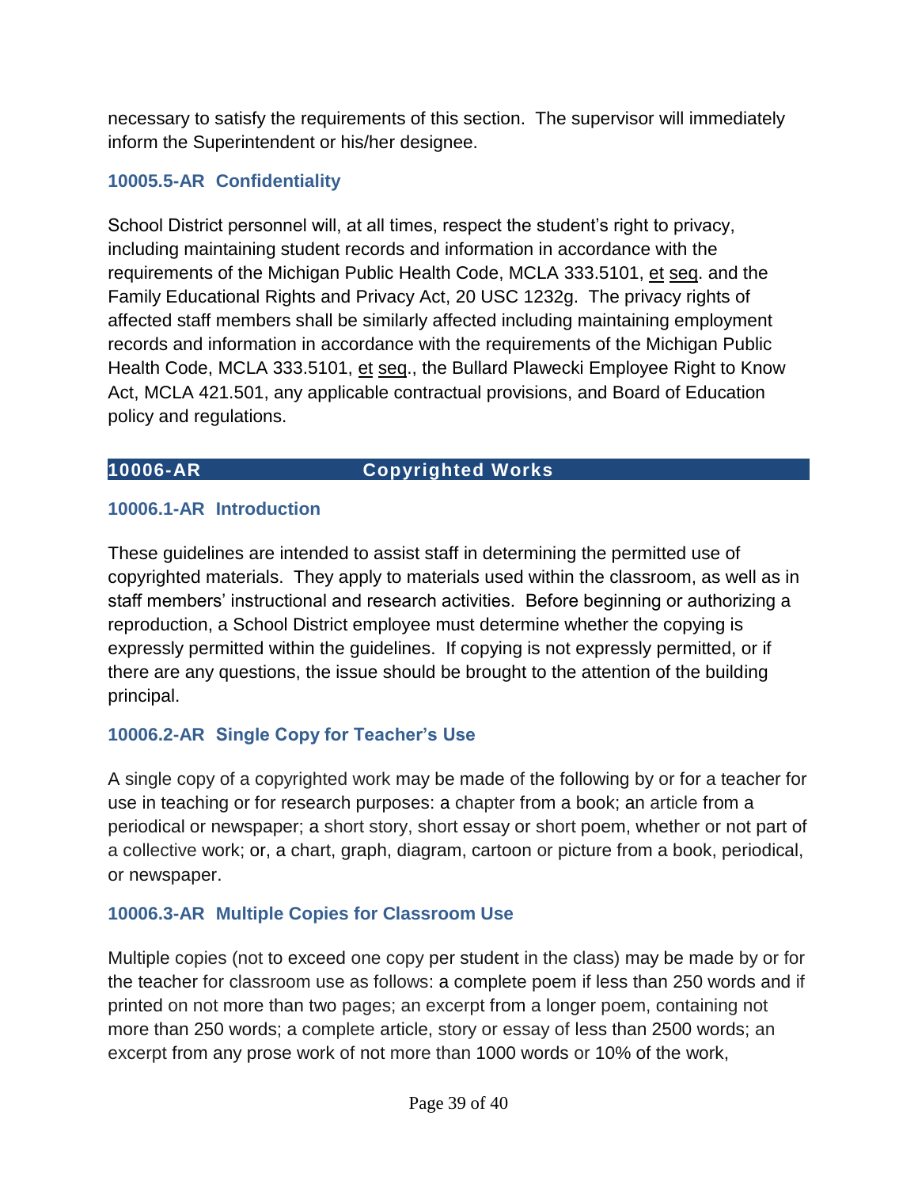necessary to satisfy the requirements of this section. The supervisor will immediately inform the Superintendent or his/her designee.

### 10005.5-AR Confidentiality

School District personnel will, at all times, respect the student's right to privacy, including maintaining student records and information in accordance with the requirements of the Michigan Public Health Code, MCLA 333.5101, et seq. and the Family Educational Rights and Privacy Act, 20 USC 1232g. The privacy rights of affected staff members shall be similarly affected including maintaining employment records and information in accordance with the requirements of the Michigan Public Health Code, MCLA 333.5101, et seq., the Bullard Plawecki Employee Right to Know Act, MCLA 421.501, any applicable contractual provisions, and Board of Education policy and regulations.

## 10006-AR Copyrighted Works

### 10006.1-AR Introduction

These guidelines are intended to assist staff in determining the permitted use of copyrighted materials. They apply to materials used within the classroom, as well as in staff members' instructional and research activities. Before beginning or authorizing a reproduction, a School District employee must determine whether the copying is expressly permitted within the guidelines. If copying is not expressly permitted, or if there are any questions, the issue should be brought to the attention of the building principal.

### 10006.2-AR Single Copy for Teacher's Use

A single copy of a copyrighted work may be made of the following by or for a teacher for use in teaching or for research purposes: a chapter from a book; an article from a periodical or newspaper; a short story, short essay or short poem, whether or not part of a collective work; or, a chart, graph, diagram, cartoon or picture from a book, periodical, or newspaper.

### 10006.3-AR Multiple Copies for Classroom Use

Multiple copies (not to exceed one copy per student in the class) may be made by or for the teacher for classroom use as follows: a complete poem if less than 250 words and if printed on not more than two pages; an excerpt from a longer poem, containing not more than 250 words; a complete article, story or essay of less than 2500 words; an excerpt from any prose work of not more than 1000 words or 10% of the work,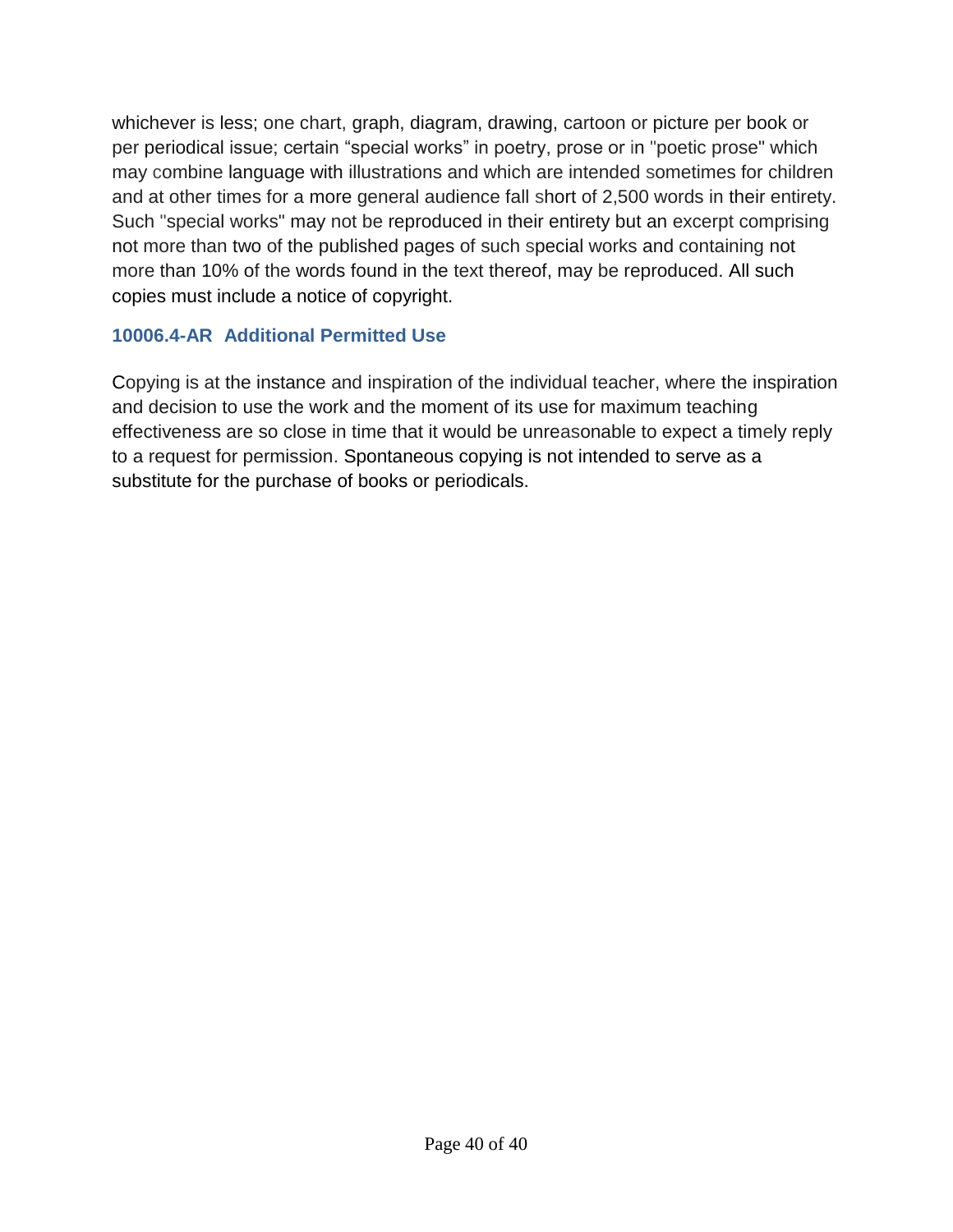whichever is less; one chart, graph, diagram, drawing, cartoon or picture per book or per periodical issue; certain “special works” in poetry, prose or in "poetic prose" which may combine language with illustrations and which are intended sometimes for children and at other times for a more general audience fall short of 2,500 words in their entirety. Such "special works" may not be reproduced in their entirety but an excerpt comprising not more than two of the published pages of such special works and containing not more than 10% of the words found in the text thereof, may be reproduced. All such copies must include a notice of copyright.

### 10006.4-AR Additional Permitted Use

Copying is at the instance and inspiration of the individual teacher, where the inspiration and decision to use the work and the moment of its use for maximum teaching effectiveness are so close in time that it would be unreasonable to expect a timely reply to a request for permission. Spontaneous copying is not intended to serve as a substitute for the purchase of books or periodicals.